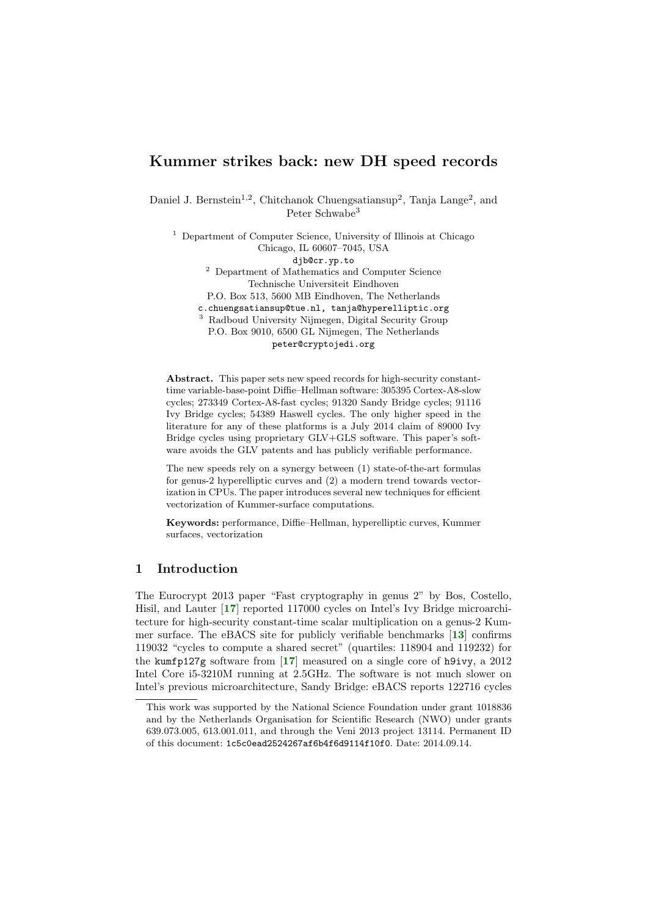# Kummer strikes back: new DH speed records

Daniel J. Bernstein[1,2], Chitchanok Chuengsatiansup[2], Tanja Lange[2], and Peter Schwabe[3]

[1] Department of Computer Science, University of Illinois at Chicago
Chicago, IL 60607–7045, USA
djb@cr.yp.to

[2] Department of Mathematics and Computer Science
Technische Universiteit Eindhoven
P.O. Box 513, 5600 MB Eindhoven, The Netherlands
c.chuengsatiansup@tue.nl, tanja@hyperelliptic.org

[3] Radboud University Nijmegen, Digital Security Group
P.O. Box 9010, 6500 GL Nijmegen, The Netherlands
peter@cryptojedi.org

**Abstract.** This paper sets new speed records for high-security constant-time variable-base-point Diffie–Hellman software: 305395 Cortex-A8-slow cycles; 273349 Cortex-A8-fast cycles; 91320 Sandy Bridge cycles; 91116 Ivy Bridge cycles; 54389 Haswell cycles. The only higher speed in the literature for any of these platforms is a July 2014 claim of 89000 Ivy Bridge cycles using proprietary GLV+GLS software. This paper's software avoids the GLV patents and has publicly verifiable performance.

The new speeds rely on a synergy between (1) state-of-the-art formulas for genus-2 hyperelliptic curves and (2) a modern trend towards vectorization in CPUs. The paper introduces several new techniques for efficient vectorization of Kummer-surface computations.

**Keywords:** performance, Diffie–Hellman, hyperelliptic curves, Kummer surfaces, vectorization

## 1 Introduction

The Eurocrypt 2013 paper "Fast cryptography in genus 2" by Bos, Costello, Hisil, and Lauter [17] reported 117000 cycles on Intel's Ivy Bridge microarchitecture for high-security constant-time scalar multiplication on a genus-2 Kummer surface. The eBACS site for publicly verifiable benchmarks [13] confirms 119032 "cycles to compute a shared secret" (quartiles: 118904 and 119232) for the `kumfp127g` software from [17] measured on a single core of `h9ivy`, a 2012 Intel Core i5-3210M running at 2.5GHz. The software is not much slower on Intel's previous microarchitecture, Sandy Bridge: eBACS reports 122716 cycles

---

This work was supported by the National Science Foundation under grant 1018836 and by the Netherlands Organisation for Scientific Research (NWO) under grants 639.073.005, 613.001.011, and through the Veni 2013 project 13114. Permanent ID of this document: `1c5c0ead2524267af6b4f6d9114f10f0`. Date: 2014.09.14.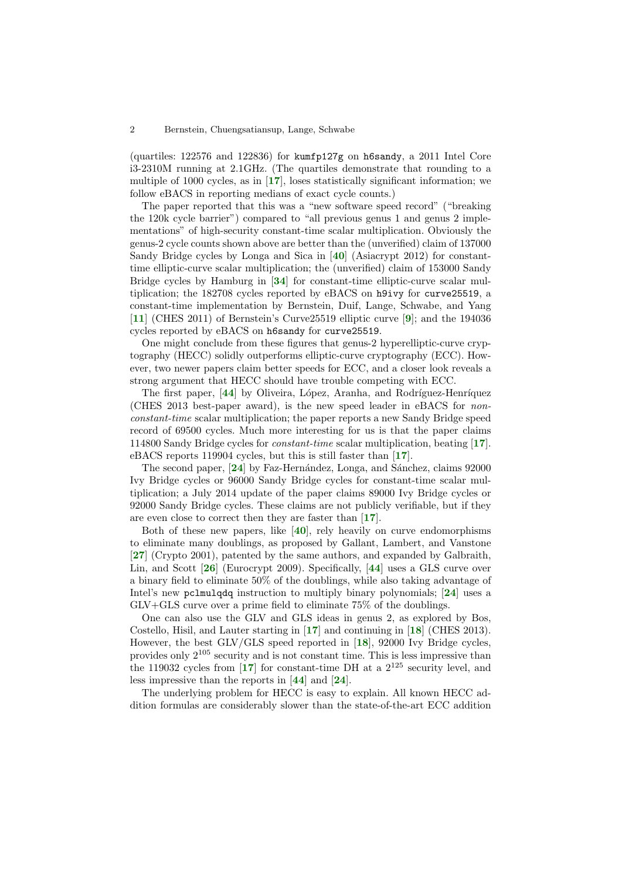(quartiles: 122576 and 122836) for `kumfp127g` on `h6sandy`, a 2011 Intel Core i3-2310M running at 2.1GHz. (The quartiles demonstrate that rounding to a multiple of 1000 cycles, as in [**17**], loses statistically significant information; we follow eBACS in reporting medians of exact cycle counts.)

The paper reported that this was a "new software speed record" ("breaking the 120k cycle barrier") compared to "all previous genus 1 and genus 2 implementations" of high-security constant-time scalar multiplication. Obviously the genus-2 cycle counts shown above are better than the (unverified) claim of 137000 Sandy Bridge cycles by Longa and Sica in [**40**] (Asiacrypt 2012) for constant-time elliptic-curve scalar multiplication; the (unverified) claim of 153000 Sandy Bridge cycles by Hamburg in [**34**] for constant-time elliptic-curve scalar multiplication; the 182708 cycles reported by eBACS on `h9ivy` for `curve25519`, a constant-time implementation by Bernstein, Duif, Lange, Schwabe, and Yang [**11**] (CHES 2011) of Bernstein's Curve25519 elliptic curve [**9**]; and the 194036 cycles reported by eBACS on `h6sandy` for `curve25519`.

One might conclude from these figures that genus-2 hyperelliptic-curve cryptography (HECC) solidly outperforms elliptic-curve cryptography (ECC). However, two newer papers claim better speeds for ECC, and a closer look reveals a strong argument that HECC should have trouble competing with ECC.

The first paper, [**44**] by Oliveira, López, Aranha, and Rodríguez-Henríquez (CHES 2013 best-paper award), is the new speed leader in eBACS for *non-constant-time* scalar multiplication; the paper reports a new Sandy Bridge speed record of 69500 cycles. Much more interesting for us is that the paper claims 114800 Sandy Bridge cycles for *constant-time* scalar multiplication, beating [**17**]. eBACS reports 119904 cycles, but this is still faster than [**17**].

The second paper, [**24**] by Faz-Hernández, Longa, and Sánchez, claims 92000 Ivy Bridge cycles or 96000 Sandy Bridge cycles for constant-time scalar multiplication; a July 2014 update of the paper claims 89000 Ivy Bridge cycles or 92000 Sandy Bridge cycles. These claims are not publicly verifiable, but if they are even close to correct then they are faster than [**17**].

Both of these new papers, like [**40**], rely heavily on curve endomorphisms to eliminate many doublings, as proposed by Gallant, Lambert, and Vanstone [**27**] (Crypto 2001), patented by the same authors, and expanded by Galbraith, Lin, and Scott [**26**] (Eurocrypt 2009). Specifically, [**44**] uses a GLS curve over a binary field to eliminate 50% of the doublings, while also taking advantage of Intel's new `pclmulqdq` instruction to multiply binary polynomials; [**24**] uses a GLV+GLS curve over a prime field to eliminate 75% of the doublings.

One can also use the GLV and GLS ideas in genus 2, as explored by Bos, Costello, Hisil, and Lauter starting in [**17**] and continuing in [**18**] (CHES 2013). However, the best GLV/GLS speed reported in [**18**], 92000 Ivy Bridge cycles, provides only $2^{105}$ security and is not constant time. This is less impressive than the 119032 cycles from [**17**] for constant-time DH at a $2^{125}$ security level, and less impressive than the reports in [**44**] and [**24**].

The underlying problem for HECC is easy to explain. All known HECC addition formulas are considerably slower than the state-of-the-art ECC addition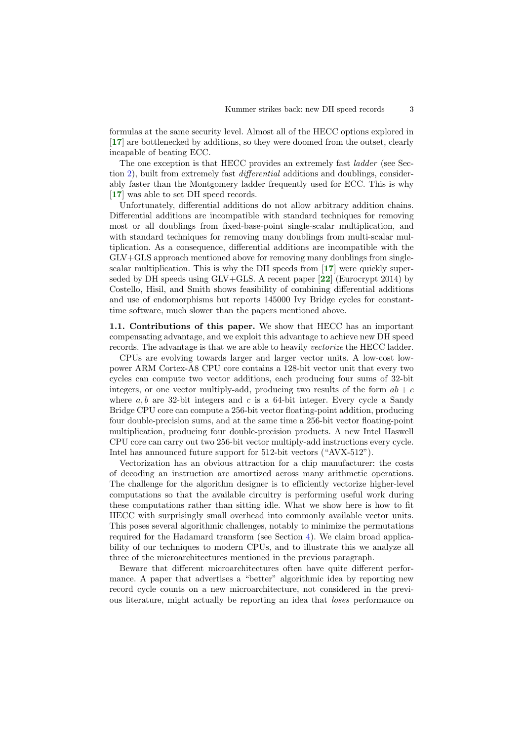formulas at the same security level. Almost all of the HECC options explored in [**17**] are bottlenecked by additions, so they were doomed from the outset, clearly incapable of beating ECC.

The one exception is that HECC provides an extremely fast *ladder* (see Section 2), built from extremely fast *differential* additions and doublings, considerably faster than the Montgomery ladder frequently used for ECC. This is why [**17**] was able to set DH speed records.

Unfortunately, differential additions do not allow arbitrary addition chains. Differential additions are incompatible with standard techniques for removing most or all doublings from fixed-base-point single-scalar multiplication, and with standard techniques for removing many doublings from multi-scalar multiplication. As a consequence, differential additions are incompatible with the GLV+GLS approach mentioned above for removing many doublings from single-scalar multiplication. This is why the DH speeds from [**17**] were quickly superseded by DH speeds using GLV+GLS. A recent paper [**22**] (Eurocrypt 2014) by Costello, Hisil, and Smith shows feasibility of combining differential additions and use of endomorphisms but reports 145000 Ivy Bridge cycles for constant-time software, much slower than the papers mentioned above.

**1.1. Contributions of this paper.** We show that HECC has an important compensating advantage, and we exploit this advantage to achieve new DH speed records. The advantage is that we are able to heavily *vectorize* the HECC ladder.

CPUs are evolving towards larger and larger vector units. A low-cost low-power ARM Cortex-A8 CPU core contains a 128-bit vector unit that every two cycles can compute two vector additions, each producing four sums of 32-bit integers, or one vector multiply-add, producing two results of the form $ab + c$ where $a, b$ are 32-bit integers and $c$ is a 64-bit integer. Every cycle a Sandy Bridge CPU core can compute a 256-bit vector floating-point addition, producing four double-precision sums, and at the same time a 256-bit vector floating-point multiplication, producing four double-precision products. A new Intel Haswell CPU core can carry out two 256-bit vector multiply-add instructions every cycle. Intel has announced future support for 512-bit vectors ("AVX-512").

Vectorization has an obvious attraction for a chip manufacturer: the costs of decoding an instruction are amortized across many arithmetic operations. The challenge for the algorithm designer is to efficiently vectorize higher-level computations so that the available circuitry is performing useful work during these computations rather than sitting idle. What we show here is how to fit HECC with surprisingly small overhead into commonly available vector units. This poses several algorithmic challenges, notably to minimize the permutations required for the Hadamard transform (see Section 4). We claim broad applicability of our techniques to modern CPUs, and to illustrate this we analyze all three of the microarchitectures mentioned in the previous paragraph.

Beware that different microarchitectures often have quite different performance. A paper that advertises a "better" algorithmic idea by reporting new record cycle counts on a new microarchitecture, not considered in the previous literature, might actually be reporting an idea that *loses* performance on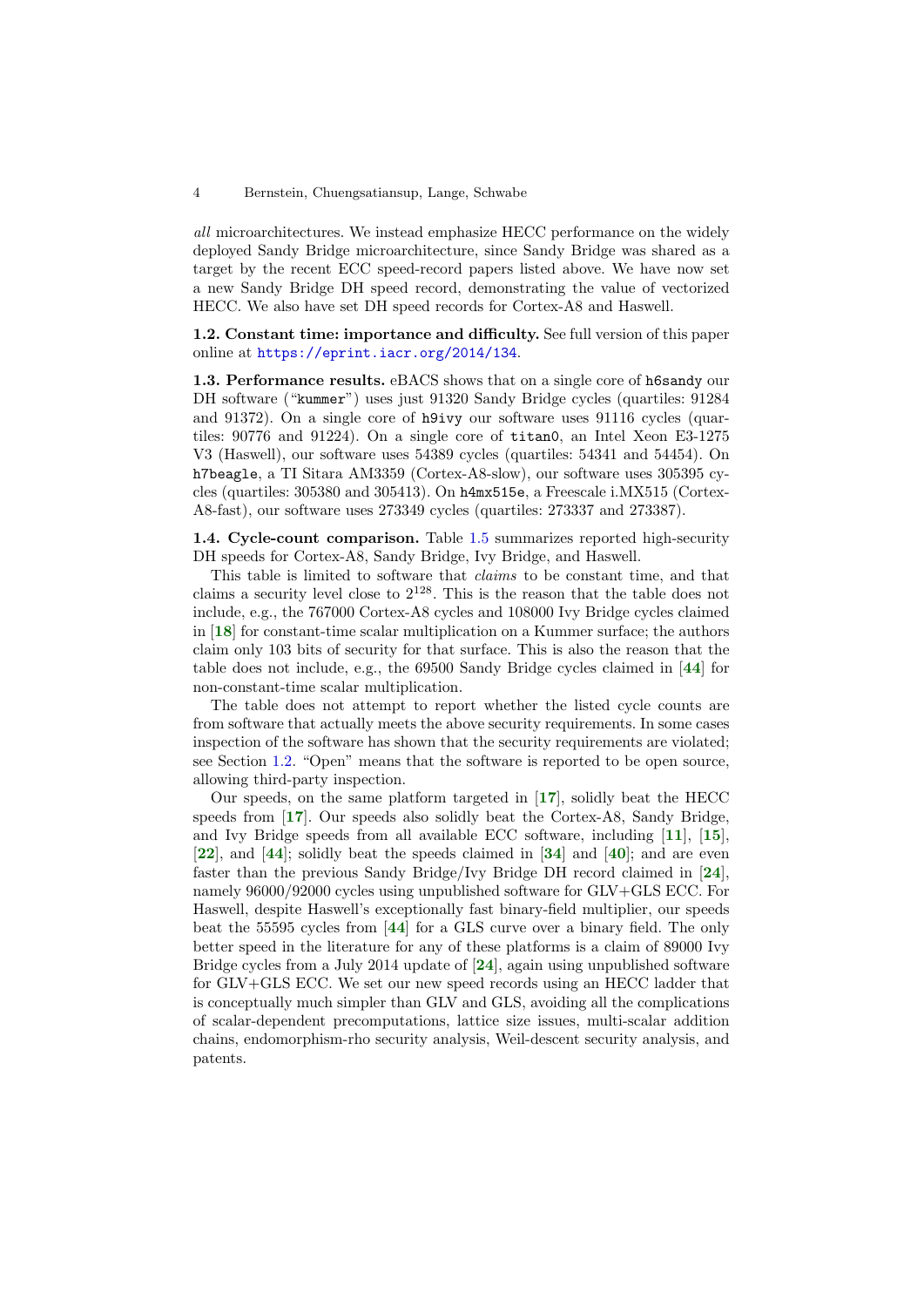*all* microarchitectures. We instead emphasize HECC performance on the widely deployed Sandy Bridge microarchitecture, since Sandy Bridge was shared as a target by the recent ECC speed-record papers listed above. We have now set a new Sandy Bridge DH speed record, demonstrating the value of vectorized HECC. We also have set DH speed records for Cortex-A8 and Haswell.

**1.2. Constant time: importance and difficulty.** See full version of this paper online at https://eprint.iacr.org/2014/134.

**1.3. Performance results.** eBACS shows that on a single core of `h6sandy` our DH software ("`kummer`") uses just 91320 Sandy Bridge cycles (quartiles: 91284 and 91372). On a single core of `h9ivy` our software uses 91116 cycles (quartiles: 90776 and 91224). On a single core of `titan0`, an Intel Xeon E3-1275 V3 (Haswell), our software uses 54389 cycles (quartiles: 54341 and 54454). On `h7beagle`, a TI Sitara AM3359 (Cortex-A8-slow), our software uses 305395 cycles (quartiles: 305380 and 305413). On `h4mx515e`, a Freescale i.MX515 (Cortex-A8-fast), our software uses 273349 cycles (quartiles: 273337 and 273387).

**1.4. Cycle-count comparison.** Table 1.5 summarizes reported high-security DH speeds for Cortex-A8, Sandy Bridge, Ivy Bridge, and Haswell.

This table is limited to software that *claims* to be constant time, and that claims a security level close to $2^{128}$. This is the reason that the table does not include, e.g., the 767000 Cortex-A8 cycles and 108000 Ivy Bridge cycles claimed in [**18**] for constant-time scalar multiplication on a Kummer surface; the authors claim only 103 bits of security for that surface. This is also the reason that the table does not include, e.g., the 69500 Sandy Bridge cycles claimed in [**44**] for non-constant-time scalar multiplication.

The table does not attempt to report whether the listed cycle counts are from software that actually meets the above security requirements. In some cases inspection of the software has shown that the security requirements are violated; see Section 1.2. "Open" means that the software is reported to be open source, allowing third-party inspection.

Our speeds, on the same platform targeted in [**17**], solidly beat the HECC speeds from [**17**]. Our speeds also solidly beat the Cortex-A8, Sandy Bridge, and Ivy Bridge speeds from all available ECC software, including [**11**], [**15**], [**22**], and [**44**]; solidly beat the speeds claimed in [**34**] and [**40**]; and are even faster than the previous Sandy Bridge/Ivy Bridge DH record claimed in [**24**], namely 96000/92000 cycles using unpublished software for GLV+GLS ECC. For Haswell, despite Haswell's exceptionally fast binary-field multiplier, our speeds beat the 55595 cycles from [**44**] for a GLS curve over a binary field. The only better speed in the literature for any of these platforms is a claim of 89000 Ivy Bridge cycles from a July 2014 update of [**24**], again using unpublished software for GLV+GLS ECC. We set our new speed records using an HECC ladder that is conceptually much simpler than GLV and GLS, avoiding all the complications of scalar-dependent precomputations, lattice size issues, multi-scalar addition chains, endomorphism-rho security analysis, Weil-descent security analysis, and patents.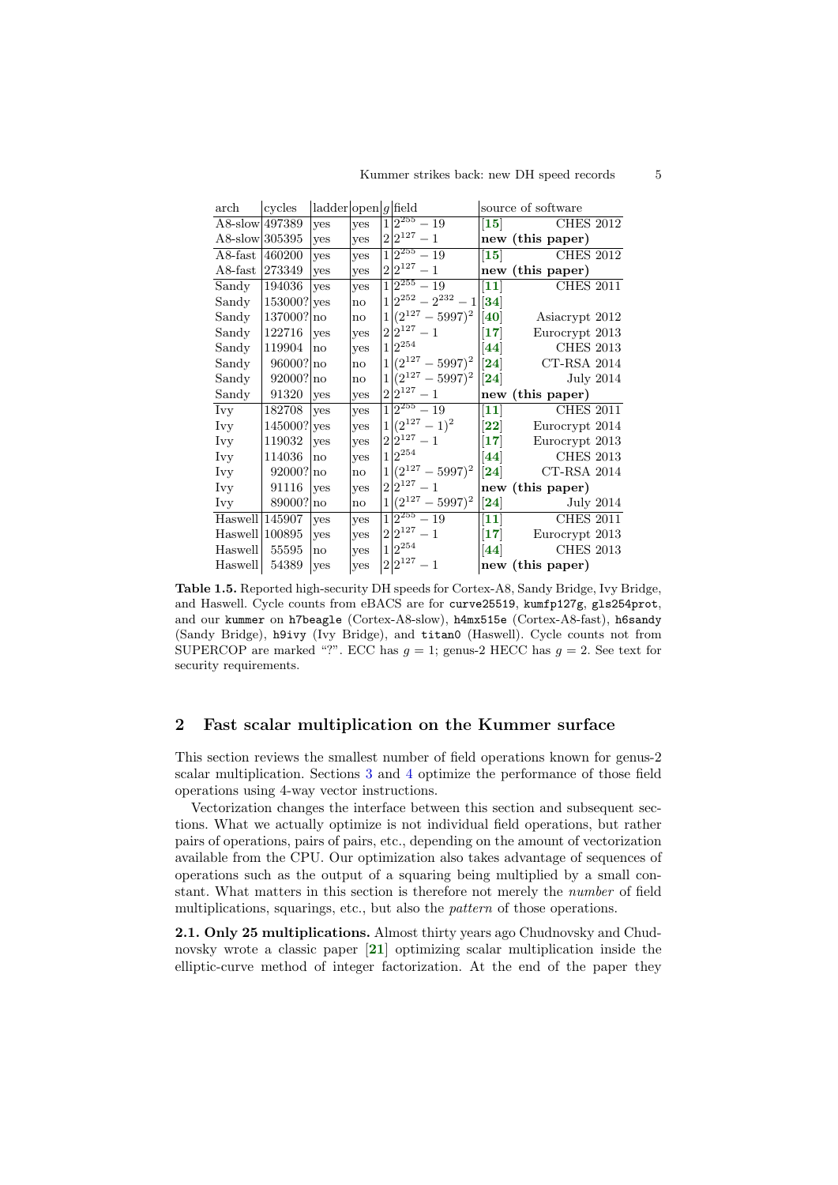| arch | cycles | ladder | open | $g$ | field | source of software | |
|---|---|---|---|---|---|---|---|
| A8-slow | 497389 | yes | yes | 1 | $2^{255}-19$ | [15] | CHES 2012 |
| A8-slow | 305395 | yes | yes | 2 | $2^{127}-1$ | **new (this paper)** | |
| A8-fast | 460200 | yes | yes | 1 | $2^{255}-19$ | [15] | CHES 2012 |
| A8-fast | 273349 | yes | yes | 2 | $2^{127}-1$ | **new (this paper)** | |
| Sandy | 194036 | yes | yes | 1 | $2^{255}-19$ | [11] | CHES 2011 |
| Sandy | 153000? | yes | no | 1 | $2^{252}-2^{232}-1$ | [34] | |
| Sandy | 137000? | no | no | 1 | $(2^{127}-5997)^2$ | [40] | Asiacrypt 2012 |
| Sandy | 122716 | yes | yes | 2 | $2^{127}-1$ | [17] | Eurocrypt 2013 |
| Sandy | 119904 | no | yes | 1 | $2^{254}$ | [44] | CHES 2013 |
| Sandy | 96000? | no | no | 1 | $(2^{127}-5997)^2$ | [24] | CT-RSA 2014 |
| Sandy | 92000? | no | no | 1 | $(2^{127}-5997)^2$ | [24] | July 2014 |
| Sandy | 91320 | yes | yes | 2 | $2^{127}-1$ | **new (this paper)** | |
| Ivy | 182708 | yes | yes | 1 | $2^{255}-19$ | [11] | CHES 2011 |
| Ivy | 145000? | yes | yes | 1 | $(2^{127}-1)^2$ | [22] | Eurocrypt 2014 |
| Ivy | 119032 | yes | yes | 2 | $2^{127}-1$ | [17] | Eurocrypt 2013 |
| Ivy | 114036 | no | yes | 1 | $2^{254}$ | [44] | CHES 2013 |
| Ivy | 92000? | no | no | 1 | $(2^{127}-5997)^2$ | [24] | CT-RSA 2014 |
| Ivy | 91116 | yes | yes | 2 | $2^{127}-1$ | **new (this paper)** | |
| Ivy | 89000? | no | no | 1 | $(2^{127}-5997)^2$ | [24] | July 2014 |
| Haswell | 145907 | yes | yes | 1 | $2^{255}-19$ | [11] | CHES 2011 |
| Haswell | 100895 | yes | yes | 2 | $2^{127}-1$ | [17] | Eurocrypt 2013 |
| Haswell | 55595 | no | yes | 1 | $2^{254}$ | [44] | CHES 2013 |
| Haswell | 54389 | yes | yes | 2 | $2^{127}-1$ | **new (this paper)** | |

**Table 1.5.** Reported high-security DH speeds for Cortex-A8, Sandy Bridge, Ivy Bridge, and Haswell. Cycle counts from eBACS are for `curve25519`, `kumfp127g`, `gls254prot`, and our `kummer` on `h7beagle` (Cortex-A8-slow), `h4mx515e` (Cortex-A8-fast), `h6sandy` (Sandy Bridge), `h9ivy` (Ivy Bridge), and `titan0` (Haswell). Cycle counts not from SUPERCOP are marked "?". ECC has $g = 1$; genus-2 HECC has $g = 2$. See text for security requirements.

## 2 Fast scalar multiplication on the Kummer surface

This section reviews the smallest number of field operations known for genus-2 scalar multiplication. Sections 3 and 4 optimize the performance of those field operations using 4-way vector instructions.

Vectorization changes the interface between this section and subsequent sections. What we actually optimize is not individual field operations, but rather pairs of operations, pairs of pairs, etc., depending on the amount of vectorization available from the CPU. Our optimization also takes advantage of sequences of operations such as the output of a squaring being multiplied by a small constant. What matters in this section is therefore not merely the *number* of field multiplications, squarings, etc., but also the *pattern* of those operations.

**2.1. Only 25 multiplications.** Almost thirty years ago Chudnovsky and Chudnovsky wrote a classic paper [21] optimizing scalar multiplication inside the elliptic-curve method of integer factorization. At the end of the paper they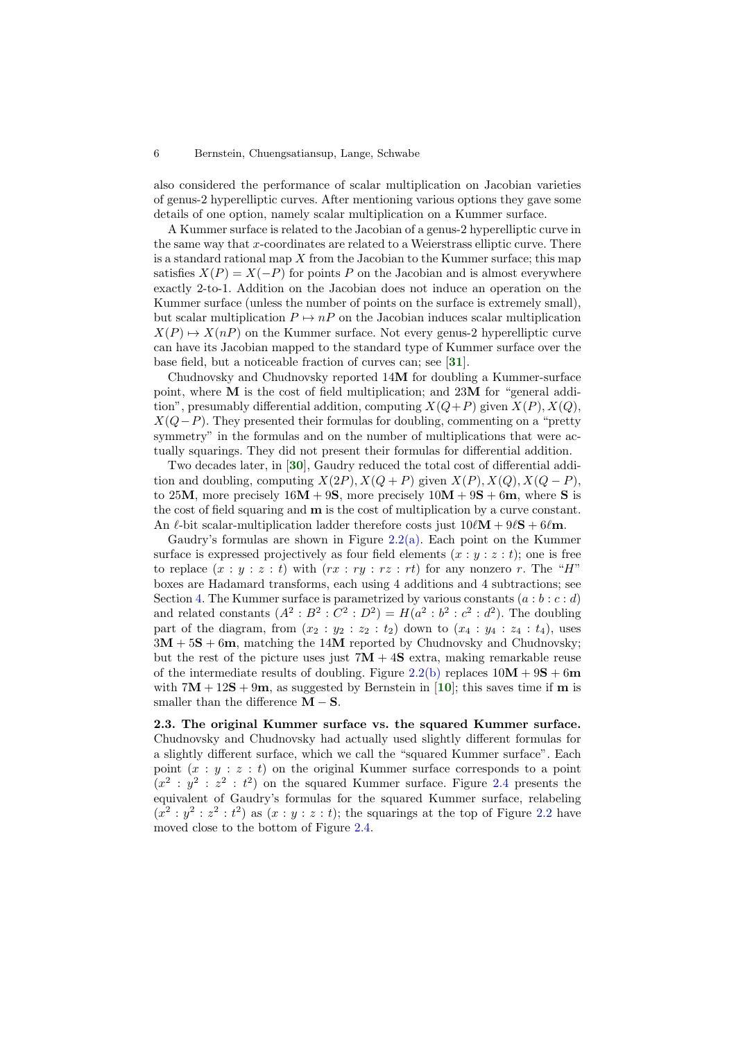also considered the performance of scalar multiplication on Jacobian varieties of genus-2 hyperelliptic curves. After mentioning various options they gave some details of one option, namely scalar multiplication on a Kummer surface.

A Kummer surface is related to the Jacobian of a genus-2 hyperelliptic curve in the same way that $x$-coordinates are related to a Weierstrass elliptic curve. There is a standard rational map $X$ from the Jacobian to the Kummer surface; this map satisfies $X(P) = X(-P)$ for points $P$ on the Jacobian and is almost everywhere exactly 2-to-1. Addition on the Jacobian does not induce an operation on the Kummer surface (unless the number of points on the surface is extremely small), but scalar multiplication $P \mapsto nP$ on the Jacobian induces scalar multiplication $X(P) \mapsto X(nP)$ on the Kummer surface. Not every genus-2 hyperelliptic curve can have its Jacobian mapped to the standard type of Kummer surface over the base field, but a noticeable fraction of curves can; see [**31**].

Chudnovsky and Chudnovsky reported 14**M** for doubling a Kummer-surface point, where **M** is the cost of field multiplication; and 23**M** for "general addition", presumably differential addition, computing $X(Q+P)$ given $X(P), X(Q)$, $X(Q-P)$. They presented their formulas for doubling, commenting on a "pretty symmetry" in the formulas and on the number of multiplications that were actually squarings. They did not present their formulas for differential addition.

Two decades later, in [**30**], Gaudry reduced the total cost of differential addition and doubling, computing $X(2P), X(Q+P)$ given $X(P), X(Q), X(Q-P)$, to 25**M**, more precisely 16**M** + 9**S**, more precisely 10**M** + 9**S** + 6**m**, where **S** is the cost of field squaring and **m** is the cost of multiplication by a curve constant. An $\ell$-bit scalar-multiplication ladder therefore costs just $10\ell$**M** + $9\ell$**S** + $6\ell$**m**.

Gaudry's formulas are shown in Figure 2.2(a). Each point on the Kummer surface is expressed projectively as four field elements $(x : y : z : t)$; one is free to replace $(x : y : z : t)$ with $(rx : ry : rz : rt)$ for any nonzero $r$. The "$H$" boxes are Hadamard transforms, each using 4 additions and 4 subtractions; see Section 4. The Kummer surface is parametrized by various constants $(a : b : c : d)$ and related constants $(A^2 : B^2 : C^2 : D^2) = H(a^2 : b^2 : c^2 : d^2)$. The doubling part of the diagram, from $(x_2 : y_2 : z_2 : t_2)$ down to $(x_4 : y_4 : z_4 : t_4)$, uses 3**M** + 5**S** + 6**m**, matching the 14**M** reported by Chudnovsky and Chudnovsky; but the rest of the picture uses just 7**M** + 4**S** extra, making remarkable reuse of the intermediate results of doubling. Figure 2.2(b) replaces 10**M** + 9**S** + 6**m** with 7**M** + 12**S** + 9**m**, as suggested by Bernstein in [**10**]; this saves time if **m** is smaller than the difference **M** − **S**.

**2.3. The original Kummer surface vs. the squared Kummer surface.** Chudnovsky and Chudnovsky had actually used slightly different formulas for a slightly different surface, which we call the "squared Kummer surface". Each point $(x : y : z : t)$ on the original Kummer surface corresponds to a point $(x^2 : y^2 : z^2 : t^2)$ on the squared Kummer surface. Figure 2.4 presents the equivalent of Gaudry's formulas for the squared Kummer surface, relabeling $(x^2 : y^2 : z^2 : t^2)$ as $(x : y : z : t)$; the squarings at the top of Figure 2.2 have moved close to the bottom of Figure 2.4.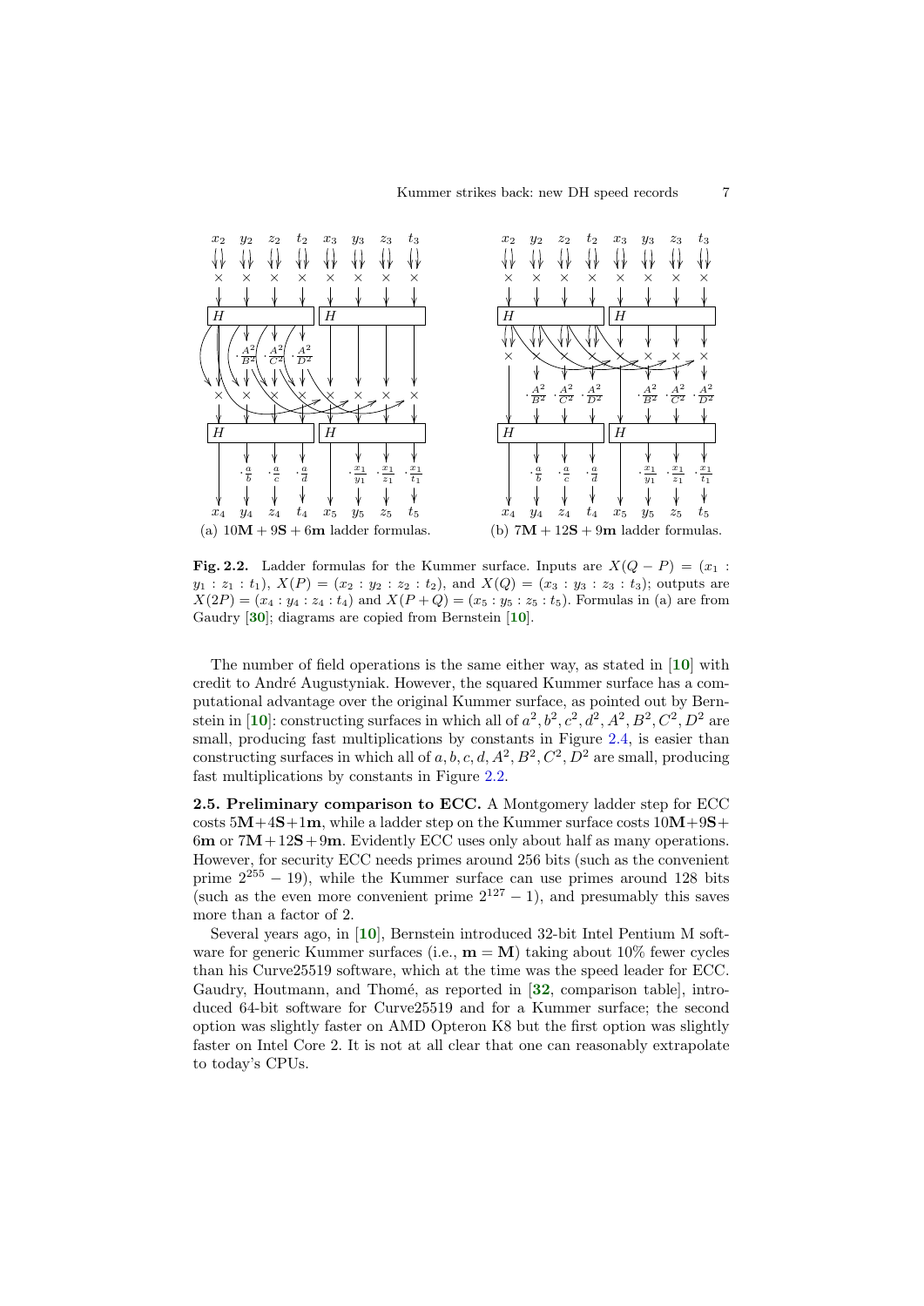(a) $10\mathbf{M} + 9\mathbf{S} + 6\mathbf{m}$ ladder formulas.

(b) $7\mathbf{M} + 12\mathbf{S} + 9\mathbf{m}$ ladder formulas.

**Fig. 2.2.** Ladder formulas for the Kummer surface. Inputs are $X(Q - P) = (x_1 : y_1 : z_1 : t_1)$, $X(P) = (x_2 : y_2 : z_2 : t_2)$, and $X(Q) = (x_3 : y_3 : z_3 : t_3)$; outputs are $X(2P) = (x_4 : y_4 : z_4 : t_4)$ and $X(P + Q) = (x_5 : y_5 : z_5 : t_5)$. Formulas in (a) are from Gaudry [30]; diagrams are copied from Bernstein [10].

The number of field operations is the same either way, as stated in [10] with credit to André Augustyniak. However, the squared Kummer surface has a computational advantage over the original Kummer surface, as pointed out by Bernstein in [10]: constructing surfaces in which all of $a^2, b^2, c^2, d^2, A^2, B^2, C^2, D^2$ are small, producing fast multiplications by constants in Figure 2.4, is easier than constructing surfaces in which all of $a, b, c, d, A^2, B^2, C^2, D^2$ are small, producing fast multiplications by constants in Figure 2.2.

**2.5. Preliminary comparison to ECC.** A Montgomery ladder step for ECC costs $5\mathbf{M}+4\mathbf{S}+1\mathbf{m}$, while a ladder step on the Kummer surface costs $10\mathbf{M}+9\mathbf{S}+6\mathbf{m}$ or $7\mathbf{M}+12\mathbf{S}+9\mathbf{m}$. Evidently ECC uses only about half as many operations. However, for security ECC needs primes around 256 bits (such as the convenient prime $2^{255} - 19$), while the Kummer surface can use primes around 128 bits (such as the even more convenient prime $2^{127} - 1$), and presumably this saves more than a factor of 2.

Several years ago, in [10], Bernstein introduced 32-bit Intel Pentium M software for generic Kummer surfaces (i.e., $\mathbf{m} = \mathbf{M}$) taking about 10% fewer cycles than his Curve25519 software, which at the time was the speed leader for ECC. Gaudry, Houtmann, and Thomé, as reported in [32, comparison table], introduced 64-bit software for Curve25519 and for a Kummer surface; the second option was slightly faster on AMD Opteron K8 but the first option was slightly faster on Intel Core 2. It is not at all clear that one can reasonably extrapolate to today's CPUs.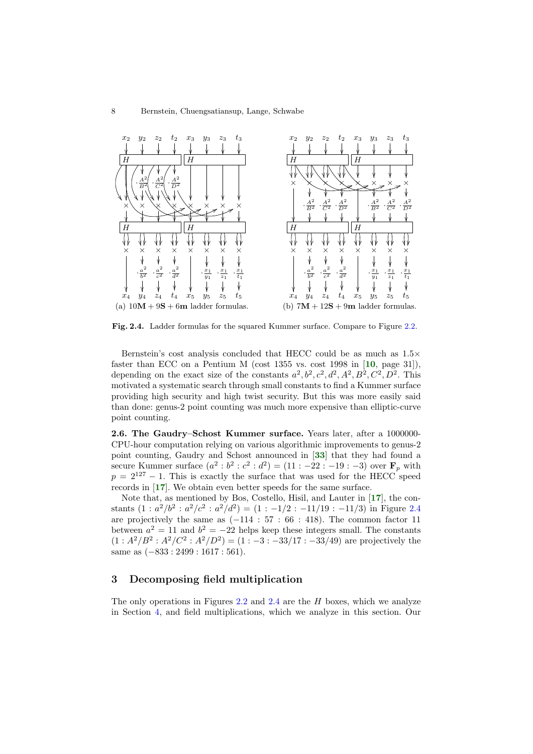(a) $10\mathbf{M} + 9\mathbf{S} + 6\mathbf{m}$ ladder formulas.

(b) $7\mathbf{M} + 12\mathbf{S} + 9\mathbf{m}$ ladder formulas.

**Fig. 2.4.** Ladder formulas for the squared Kummer surface. Compare to Figure 2.2.

Bernstein's cost analysis concluded that HECC could be as much as $1.5\times$ faster than ECC on a Pentium M (cost 1355 vs. cost 1998 in [**10**, page 31]), depending on the exact size of the constants $a^2, b^2, c^2, d^2, A^2, B^2, C^2, D^2$. This motivated a systematic search through small constants to find a Kummer surface providing high security and high twist security. But this was more easily said than done: genus-2 point counting was much more expensive than elliptic-curve point counting.

**2.6. The Gaudry–Schost Kummer surface.** Years later, after a 1000000-CPU-hour computation relying on various algorithmic improvements to genus-2 point counting, Gaudry and Schost announced in [**33**] that they had found a secure Kummer surface $(a^2 : b^2 : c^2 : d^2) = (11 : -22 : -19 : -3)$ over $\mathbf{F}_p$ with $p = 2^{127} - 1$. This is exactly the surface that was used for the HECC speed records in [**17**]. We obtain even better speeds for the same surface.

Note that, as mentioned by Bos, Costello, Hisil, and Lauter in [**17**], the constants $(1 : a^2/b^2 : a^2/c^2 : a^2/d^2) = (1 : -1/2 : -11/19 : -11/3)$ in Figure 2.4 are projectively the same as $(-114 : 57 : 66 : 418)$. The common factor 11 between $a^2 = 11$ and $b^2 = -22$ helps keep these integers small. The constants $(1 : A^2/B^2 : A^2/C^2 : A^2/D^2) = (1 : -3 : -33/17 : -33/49)$ are projectively the same as $(-833 : 2499 : 1617 : 561)$.

## 3 Decomposing field multiplication

The only operations in Figures 2.2 and 2.4 are the $H$ boxes, which we analyze in Section 4, and field multiplications, which we analyze in this section. Our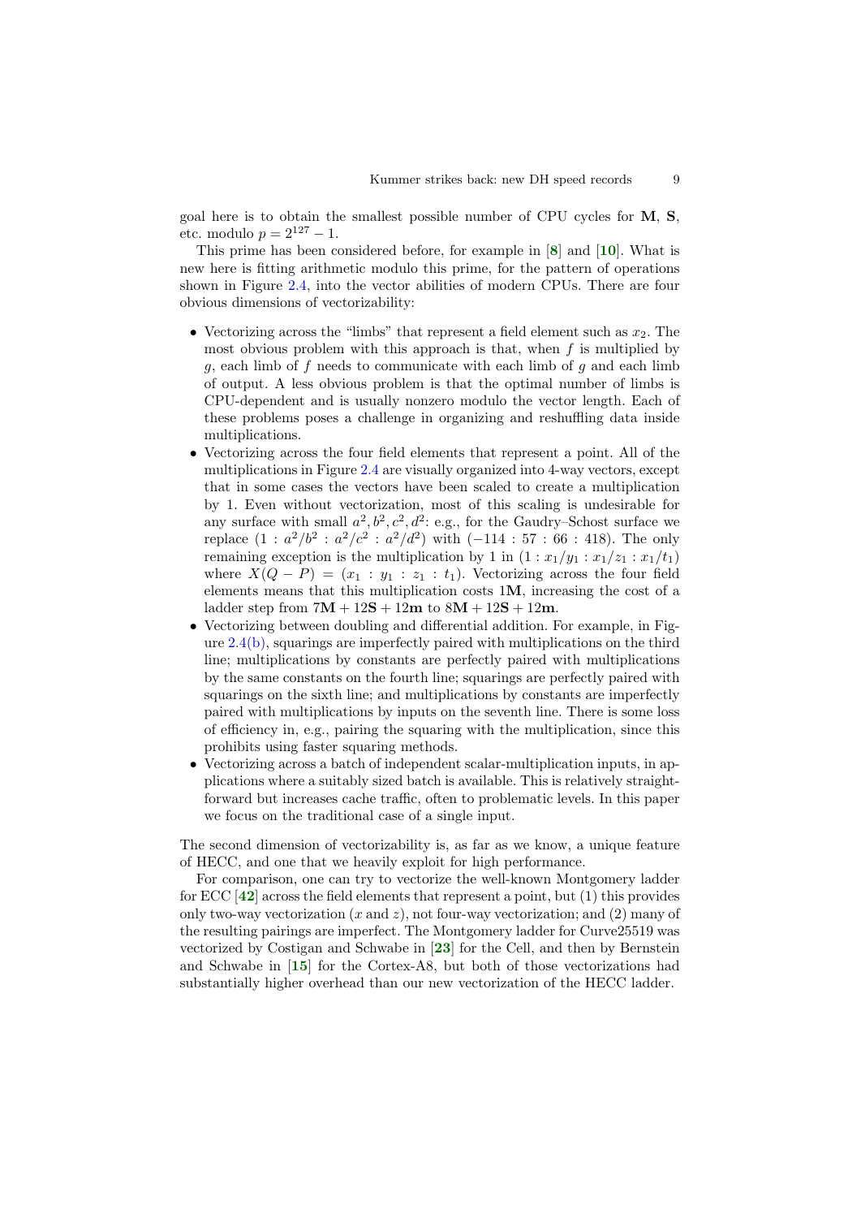goal here is to obtain the smallest possible number of CPU cycles for **M**, **S**, etc. modulo $p = 2^{127} - 1$.

This prime has been considered before, for example in [**8**] and [**10**]. What is new here is fitting arithmetic modulo this prime, for the pattern of operations shown in Figure 2.4, into the vector abilities of modern CPUs. There are four obvious dimensions of vectorizability:

- Vectorizing across the "limbs" that represent a field element such as $x_2$. The most obvious problem with this approach is that, when $f$ is multiplied by $g$, each limb of $f$ needs to communicate with each limb of $g$ and each limb of output. A less obvious problem is that the optimal number of limbs is CPU-dependent and is usually nonzero modulo the vector length. Each of these problems poses a challenge in organizing and reshuffling data inside multiplications.
- Vectorizing across the four field elements that represent a point. All of the multiplications in Figure 2.4 are visually organized into 4-way vectors, except that in some cases the vectors have been scaled to create a multiplication by 1. Even without vectorization, most of this scaling is undesirable for any surface with small $a^2, b^2, c^2, d^2$: e.g., for the Gaudry–Schost surface we replace $(1 : a^2/b^2 : a^2/c^2 : a^2/d^2)$ with $(-114 : 57 : 66 : 418)$. The only remaining exception is the multiplication by 1 in $(1 : x_1/y_1 : x_1/z_1 : x_1/t_1)$ where $X(Q - P) = (x_1 : y_1 : z_1 : t_1)$. Vectorizing across the four field elements means that this multiplication costs $1\mathbf{M}$, increasing the cost of a ladder step from $7\mathbf{M} + 12\mathbf{S} + 12\mathbf{m}$ to $8\mathbf{M} + 12\mathbf{S} + 12\mathbf{m}$.
- Vectorizing between doubling and differential addition. For example, in Figure 2.4(b), squarings are imperfectly paired with multiplications on the third line; multiplications by constants are perfectly paired with multiplications by the same constants on the fourth line; squarings are perfectly paired with squarings on the sixth line; and multiplications by constants are imperfectly paired with multiplications by inputs on the seventh line. There is some loss of efficiency in, e.g., pairing the squaring with the multiplication, since this prohibits using faster squaring methods.
- Vectorizing across a batch of independent scalar-multiplication inputs, in applications where a suitably sized batch is available. This is relatively straightforward but increases cache traffic, often to problematic levels. In this paper we focus on the traditional case of a single input.

The second dimension of vectorizability is, as far as we know, a unique feature of HECC, and one that we heavily exploit for high performance.

For comparison, one can try to vectorize the well-known Montgomery ladder for ECC [**42**] across the field elements that represent a point, but (1) this provides only two-way vectorization ($x$ and $z$), not four-way vectorization; and (2) many of the resulting pairings are imperfect. The Montgomery ladder for Curve25519 was vectorized by Costigan and Schwabe in [**23**] for the Cell, and then by Bernstein and Schwabe in [**15**] for the Cortex-A8, but both of those vectorizations had substantially higher overhead than our new vectorization of the HECC ladder.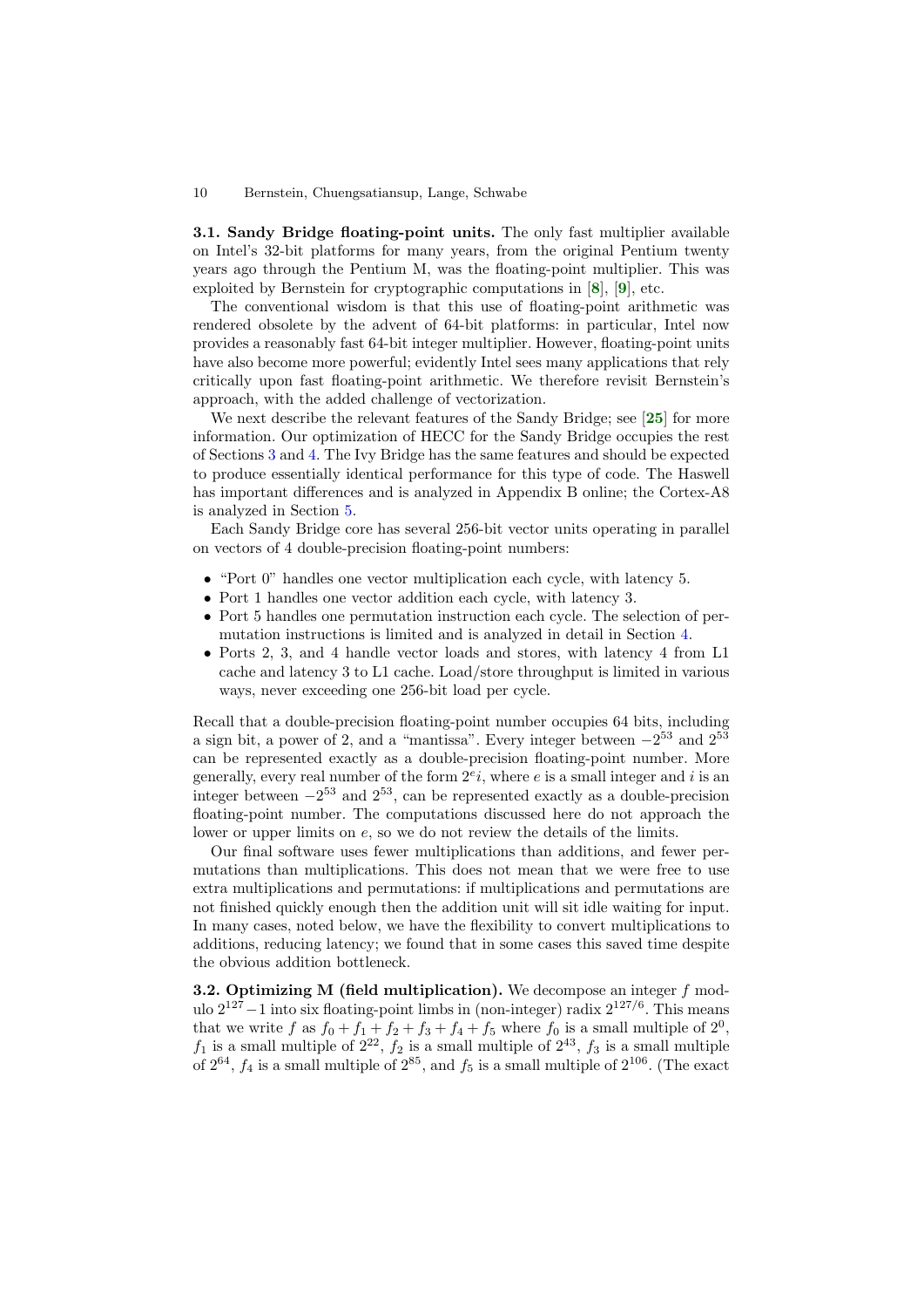**3.1. Sandy Bridge floating-point units.** The only fast multiplier available on Intel's 32-bit platforms for many years, from the original Pentium twenty years ago through the Pentium M, was the floating-point multiplier. This was exploited by Bernstein for cryptographic computations in [8], [9], etc.

The conventional wisdom is that this use of floating-point arithmetic was rendered obsolete by the advent of 64-bit platforms: in particular, Intel now provides a reasonably fast 64-bit integer multiplier. However, floating-point units have also become more powerful; evidently Intel sees many applications that rely critically upon fast floating-point arithmetic. We therefore revisit Bernstein's approach, with the added challenge of vectorization.

We next describe the relevant features of the Sandy Bridge; see [25] for more information. Our optimization of HECC for the Sandy Bridge occupies the rest of Sections 3 and 4. The Ivy Bridge has the same features and should be expected to produce essentially identical performance for this type of code. The Haswell has important differences and is analyzed in Appendix B online; the Cortex-A8 is analyzed in Section 5.

Each Sandy Bridge core has several 256-bit vector units operating in parallel on vectors of 4 double-precision floating-point numbers:

- "Port 0" handles one vector multiplication each cycle, with latency 5.
- Port 1 handles one vector addition each cycle, with latency 3.
- Port 5 handles one permutation instruction each cycle. The selection of permutation instructions is limited and is analyzed in detail in Section 4.
- Ports 2, 3, and 4 handle vector loads and stores, with latency 4 from L1 cache and latency 3 to L1 cache. Load/store throughput is limited in various ways, never exceeding one 256-bit load per cycle.

Recall that a double-precision floating-point number occupies 64 bits, including a sign bit, a power of 2, and a "mantissa". Every integer between $-2^{53}$ and $2^{53}$ can be represented exactly as a double-precision floating-point number. More generally, every real number of the form $2^e i$, where $e$ is a small integer and $i$ is an integer between $-2^{53}$ and $2^{53}$, can be represented exactly as a double-precision floating-point number. The computations discussed here do not approach the lower or upper limits on $e$, so we do not review the details of the limits.

Our final software uses fewer multiplications than additions, and fewer permutations than multiplications. This does not mean that we were free to use extra multiplications and permutations: if multiplications and permutations are not finished quickly enough then the addition unit will sit idle waiting for input. In many cases, noted below, we have the flexibility to convert multiplications to additions, reducing latency; we found that in some cases this saved time despite the obvious addition bottleneck.

**3.2. Optimizing M (field multiplication).** We decompose an integer $f$ modulo $2^{127}-1$ into six floating-point limbs in (non-integer) radix $2^{127/6}$. This means that we write $f$ as $f_0 + f_1 + f_2 + f_3 + f_4 + f_5$ where $f_0$ is a small multiple of $2^0$, $f_1$ is a small multiple of $2^{22}$, $f_2$ is a small multiple of $2^{43}$, $f_3$ is a small multiple of $2^{64}$, $f_4$ is a small multiple of $2^{85}$, and $f_5$ is a small multiple of $2^{106}$. (The exact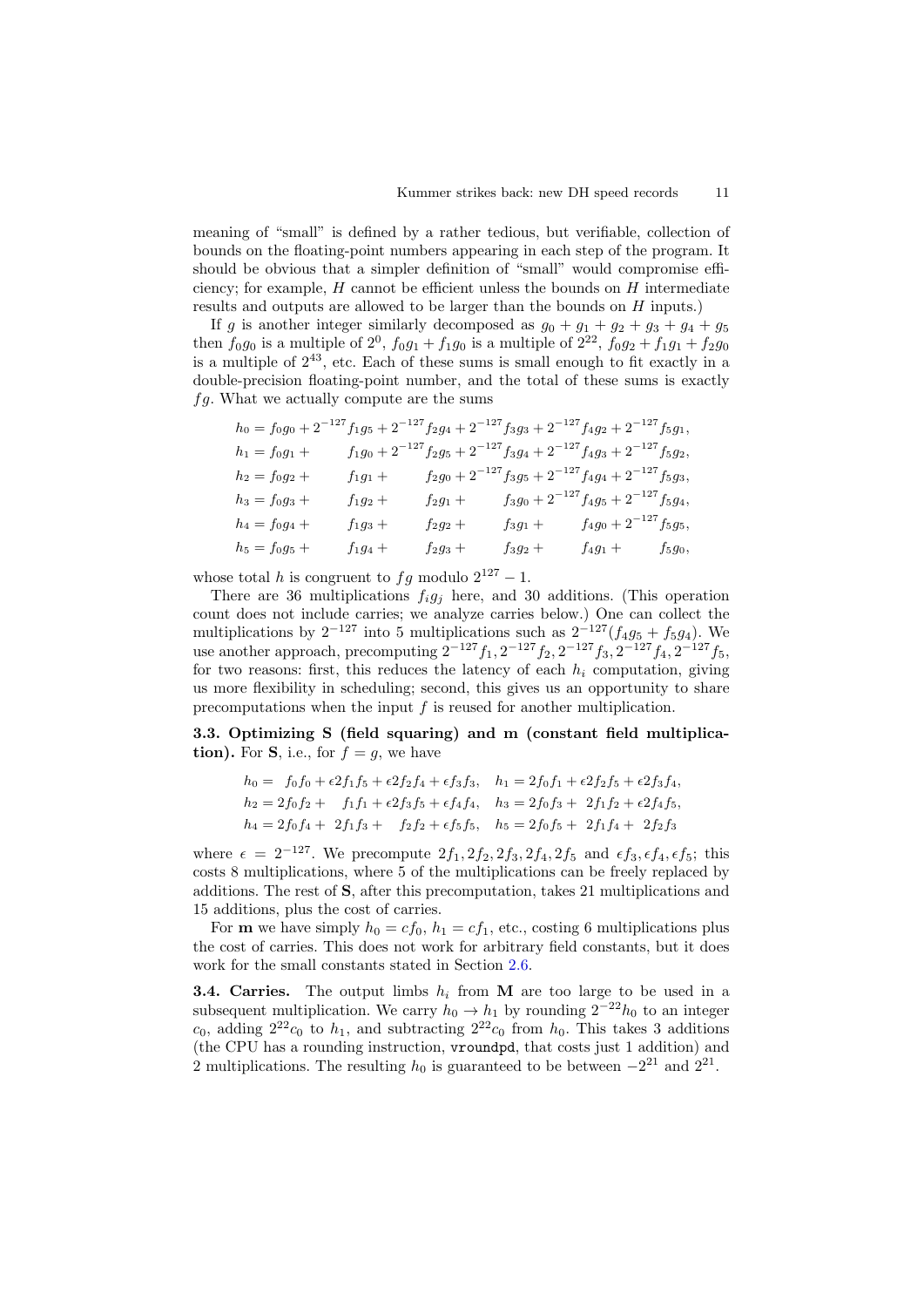meaning of "small" is defined by a rather tedious, but verifiable, collection of bounds on the floating-point numbers appearing in each step of the program. It should be obvious that a simpler definition of "small" would compromise efficiency; for example, $H$ cannot be efficient unless the bounds on $H$ intermediate results and outputs are allowed to be larger than the bounds on $H$ inputs.)

If $g$ is another integer similarly decomposed as $g_0 + g_1 + g_2 + g_3 + g_4 + g_5$ then $f_0g_0$ is a multiple of $2^0$, $f_0g_1 + f_1g_0$ is a multiple of $2^{22}$, $f_0g_2 + f_1g_1 + f_2g_0$ is a multiple of $2^{43}$, etc. Each of these sums is small enough to fit exactly in a double-precision floating-point number, and the total of these sums is exactly $fg$. What we actually compute are the sums

$$
\begin{aligned}
h_0 &= f_0g_0 + 2^{-127}f_1g_5 + 2^{-127}f_2g_4 + 2^{-127}f_3g_3 + 2^{-127}f_4g_2 + 2^{-127}f_5g_1,\\
h_1 &= f_0g_1 + f_1g_0 + 2^{-127}f_2g_5 + 2^{-127}f_3g_4 + 2^{-127}f_4g_3 + 2^{-127}f_5g_2,\\
h_2 &= f_0g_2 + f_1g_1 + f_2g_0 + 2^{-127}f_3g_5 + 2^{-127}f_4g_4 + 2^{-127}f_5g_3,\\
h_3 &= f_0g_3 + f_1g_2 + f_2g_1 + f_3g_0 + 2^{-127}f_4g_5 + 2^{-127}f_5g_4,\\
h_4 &= f_0g_4 + f_1g_3 + f_2g_2 + f_3g_1 + f_4g_0 + 2^{-127}f_5g_5,\\
h_5 &= f_0g_5 + f_1g_4 + f_2g_3 + f_3g_2 + f_4g_1 + f_5g_0,
\end{aligned}
$$

whose total $h$ is congruent to $fg$ modulo $2^{127} - 1$.

There are 36 multiplications $f_ig_j$ here, and 30 additions. (This operation count does not include carries; we analyze carries below.) One can collect the multiplications by $2^{-127}$ into 5 multiplications such as $2^{-127}(f_4g_5 + f_5g_4)$. We use another approach, precomputing $2^{-127}f_1, 2^{-127}f_2, 2^{-127}f_3, 2^{-127}f_4, 2^{-127}f_5$, for two reasons: first, this reduces the latency of each $h_i$ computation, giving us more flexibility in scheduling; second, this gives us an opportunity to share precomputations when the input $f$ is reused for another multiplication.

**3.3. Optimizing S (field squaring) and m (constant field multiplication).** For **S**, i.e., for $f = g$, we have

$$
\begin{aligned}
h_0 &= f_0f_0 + \epsilon 2f_1f_5 + \epsilon 2f_2f_4 + \epsilon f_3f_3, & h_1 &= 2f_0f_1 + \epsilon 2f_2f_5 + \epsilon 2f_3f_4,\\
h_2 &= 2f_0f_2 + f_1f_1 + \epsilon 2f_3f_5 + \epsilon f_4f_4, & h_3 &= 2f_0f_3 + 2f_1f_2 + \epsilon 2f_4f_5,\\
h_4 &= 2f_0f_4 + 2f_1f_3 + f_2f_2 + \epsilon f_5f_5, & h_5 &= 2f_0f_5 + 2f_1f_4 + 2f_2f_3
\end{aligned}
$$

where $\epsilon = 2^{-127}$. We precompute $2f_1, 2f_2, 2f_3, 2f_4, 2f_5$ and $\epsilon f_3, \epsilon f_4, \epsilon f_5$; this costs 8 multiplications, where 5 of the multiplications can be freely replaced by additions. The rest of **S**, after this precomputation, takes 21 multiplications and 15 additions, plus the cost of carries.

For **m** we have simply $h_0 = cf_0$, $h_1 = cf_1$, etc., costing 6 multiplications plus the cost of carries. This does not work for arbitrary field constants, but it does work for the small constants stated in Section 2.6.

**3.4. Carries.** The output limbs $h_i$ from **M** are too large to be used in a subsequent multiplication. We carry $h_0 \to h_1$ by rounding $2^{-22}h_0$ to an integer $c_0$, adding $2^{22}c_0$ to $h_1$, and subtracting $2^{22}c_0$ from $h_0$. This takes 3 additions (the CPU has a rounding instruction, `vroundpd`, that costs just 1 addition) and 2 multiplications. The resulting $h_0$ is guaranteed to be between $-2^{21}$ and $2^{21}$.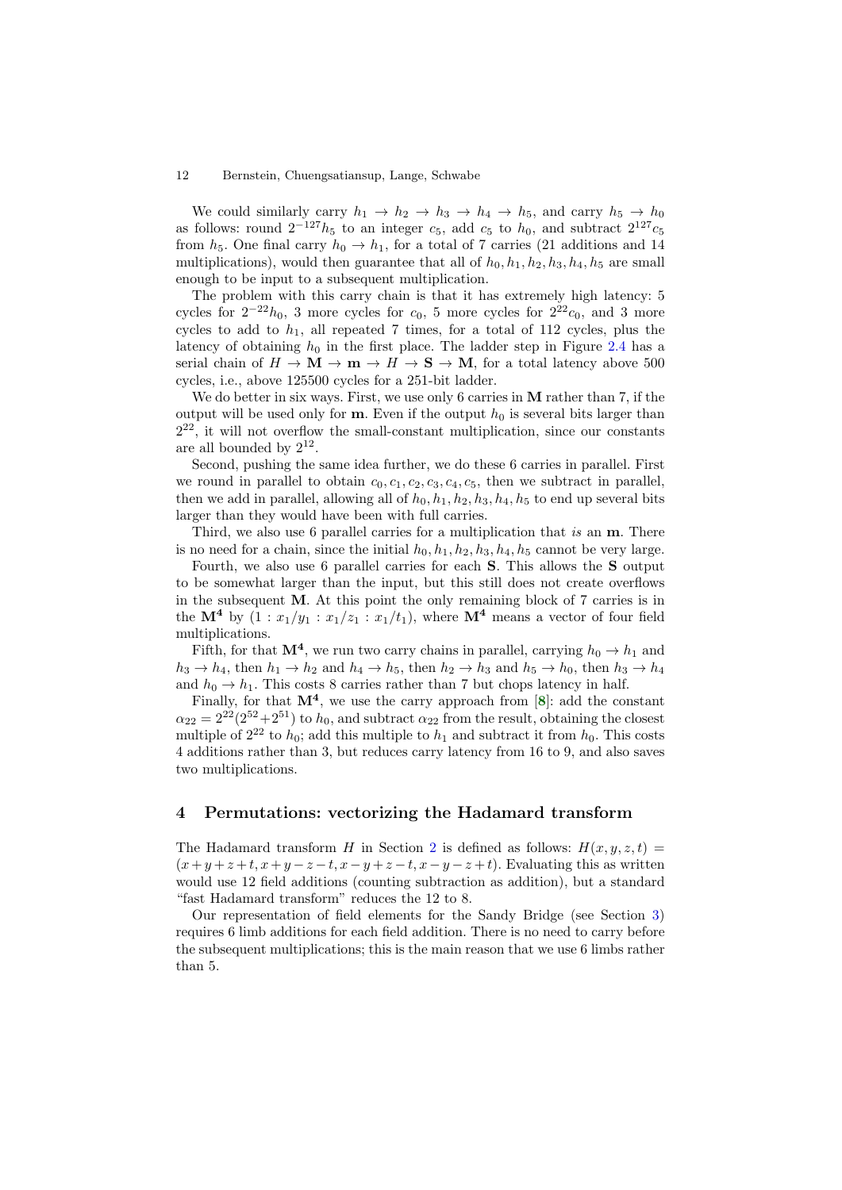We could similarly carry $h_1 \to h_2 \to h_3 \to h_4 \to h_5$, and carry $h_5 \to h_0$ as follows: round $2^{-127}h_5$ to an integer $c_5$, add $c_5$ to $h_0$, and subtract $2^{127}c_5$ from $h_5$. One final carry $h_0 \to h_1$, for a total of 7 carries (21 additions and 14 multiplications), would then guarantee that all of $h_0, h_1, h_2, h_3, h_4, h_5$ are small enough to be input to a subsequent multiplication.

The problem with this carry chain is that it has extremely high latency: 5 cycles for $2^{-22}h_0$, 3 more cycles for $c_0$, 5 more cycles for $2^{22}c_0$, and 3 more cycles to add to $h_1$, all repeated 7 times, for a total of 112 cycles, plus the latency of obtaining $h_0$ in the first place. The ladder step in Figure 2.4 has a serial chain of $H \to \mathbf{M} \to \mathbf{m} \to H \to \mathbf{S} \to \mathbf{M}$, for a total latency above 500 cycles, i.e., above 125500 cycles for a 251-bit ladder.

We do better in six ways. First, we use only 6 carries in $\mathbf{M}$ rather than 7, if the output will be used only for $\mathbf{m}$. Even if the output $h_0$ is several bits larger than $2^{22}$, it will not overflow the small-constant multiplication, since our constants are all bounded by $2^{12}$.

Second, pushing the same idea further, we do these 6 carries in parallel. First we round in parallel to obtain $c_0, c_1, c_2, c_3, c_4, c_5$, then we subtract in parallel, then we add in parallel, allowing all of $h_0, h_1, h_2, h_3, h_4, h_5$ to end up several bits larger than they would have been with full carries.

Third, we also use 6 parallel carries for a multiplication that *is* an $\mathbf{m}$. There is no need for a chain, since the initial $h_0, h_1, h_2, h_3, h_4, h_5$ cannot be very large.

Fourth, we also use 6 parallel carries for each $\mathbf{S}$. This allows the $\mathbf{S}$ output to be somewhat larger than the input, but this still does not create overflows in the subsequent $\mathbf{M}$. At this point the only remaining block of 7 carries is in the $\mathbf{M^4}$ by $(1 : x_1/y_1 : x_1/z_1 : x_1/t_1)$, where $\mathbf{M^4}$ means a vector of four field multiplications.

Fifth, for that $\mathbf{M^4}$, we run two carry chains in parallel, carrying $h_0 \to h_1$ and $h_3 \to h_4$, then $h_1 \to h_2$ and $h_4 \to h_5$, then $h_2 \to h_3$ and $h_5 \to h_0$, then $h_3 \to h_4$ and $h_0 \to h_1$. This costs 8 carries rather than 7 but chops latency in half.

Finally, for that $\mathbf{M^4}$, we use the carry approach from [8]: add the constant $\alpha_{22} = 2^{22}(2^{52} + 2^{51})$ to $h_0$, and subtract $\alpha_{22}$ from the result, obtaining the closest multiple of $2^{22}$ to $h_0$; add this multiple to $h_1$ and subtract it from $h_0$. This costs 4 additions rather than 3, but reduces carry latency from 16 to 9, and also saves two multiplications.

## 4 Permutations: vectorizing the Hadamard transform

The Hadamard transform $H$ in Section 2 is defined as follows: $H(x, y, z, t) = (x+y+z+t, x+y-z-t, x-y+z-t, x-y-z+t)$. Evaluating this as written would use 12 field additions (counting subtraction as addition), but a standard "fast Hadamard transform" reduces the 12 to 8.

Our representation of field elements for the Sandy Bridge (see Section 3) requires 6 limb additions for each field addition. There is no need to carry before the subsequent multiplications; this is the main reason that we use 6 limbs rather than 5.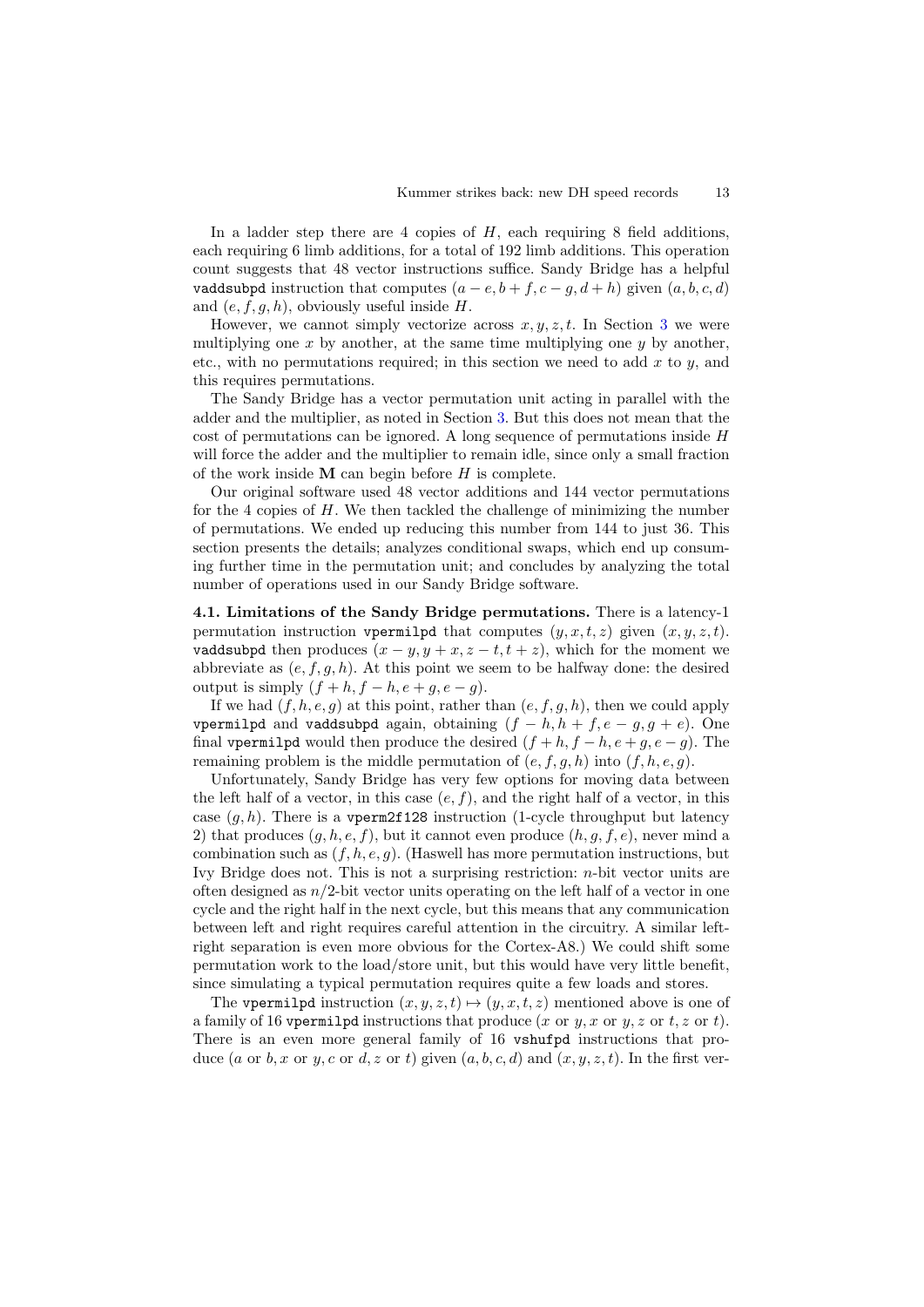In a ladder step there are 4 copies of $H$, each requiring 8 field additions, each requiring 6 limb additions, for a total of 192 limb additions. This operation count suggests that 48 vector instructions suffice. Sandy Bridge has a helpful `vaddsubpd` instruction that computes $(a-e, b+f, c-g, d+h)$ given $(a, b, c, d)$ and $(e, f, g, h)$, obviously useful inside $H$.

However, we cannot simply vectorize across $x, y, z, t$. In Section 3 we were multiplying one $x$ by another, at the same time multiplying one $y$ by another, etc., with no permutations required; in this section we need to add $x$ to $y$, and this requires permutations.

The Sandy Bridge has a vector permutation unit acting in parallel with the adder and the multiplier, as noted in Section 3. But this does not mean that the cost of permutations can be ignored. A long sequence of permutations inside $H$ will force the adder and the multiplier to remain idle, since only a small fraction of the work inside $\mathbf{M}$ can begin before $H$ is complete.

Our original software used 48 vector additions and 144 vector permutations for the 4 copies of $H$. We then tackled the challenge of minimizing the number of permutations. We ended up reducing this number from 144 to just 36. This section presents the details; analyzes conditional swaps, which end up consuming further time in the permutation unit; and concludes by analyzing the total number of operations used in our Sandy Bridge software.

**4.1. Limitations of the Sandy Bridge permutations.** There is a latency-1 permutation instruction `vpermilpd` that computes $(y, x, t, z)$ given $(x, y, z, t)$. `vaddsubpd` then produces $(x-y, y+x, z-t, t+z)$, which for the moment we abbreviate as $(e, f, g, h)$. At this point we seem to be halfway done: the desired output is simply $(f+h, f-h, e+g, e-g)$.

If we had $(f, h, e, g)$ at this point, rather than $(e, f, g, h)$, then we could apply `vpermilpd` and `vaddsubpd` again, obtaining $(f-h, h+f, e-g, g+e)$. One final `vpermilpd` would then produce the desired $(f+h, f-h, e+g, e-g)$. The remaining problem is the middle permutation of $(e, f, g, h)$ into $(f, h, e, g)$.

Unfortunately, Sandy Bridge has very few options for moving data between the left half of a vector, in this case $(e, f)$, and the right half of a vector, in this case $(g, h)$. There is a `vperm2f128` instruction (1-cycle throughput but latency 2) that produces $(g, h, e, f)$, but it cannot even produce $(h, g, f, e)$, never mind a combination such as $(f, h, e, g)$. (Haswell has more permutation instructions, but Ivy Bridge does not. This is not a surprising restriction: $n$-bit vector units are often designed as $n/2$-bit vector units operating on the left half of a vector in one cycle and the right half in the next cycle, but this means that any communication between left and right requires careful attention in the circuitry. A similar left-right separation is even more obvious for the Cortex-A8.) We could shift some permutation work to the load/store unit, but this would have very little benefit, since simulating a typical permutation requires quite a few loads and stores.

The `vpermilpd` instruction $(x, y, z, t) \mapsto (y, x, t, z)$ mentioned above is one of a family of 16 `vpermilpd` instructions that produce ($x$ or $y$, $x$ or $y$, $z$ or $t$, $z$ or $t$). There is an even more general family of 16 `vshufpd` instructions that produce ($a$ or $b$, $x$ or $y$, $c$ or $d$, $z$ or $t$) given $(a, b, c, d)$ and $(x, y, z, t)$. In the first ver-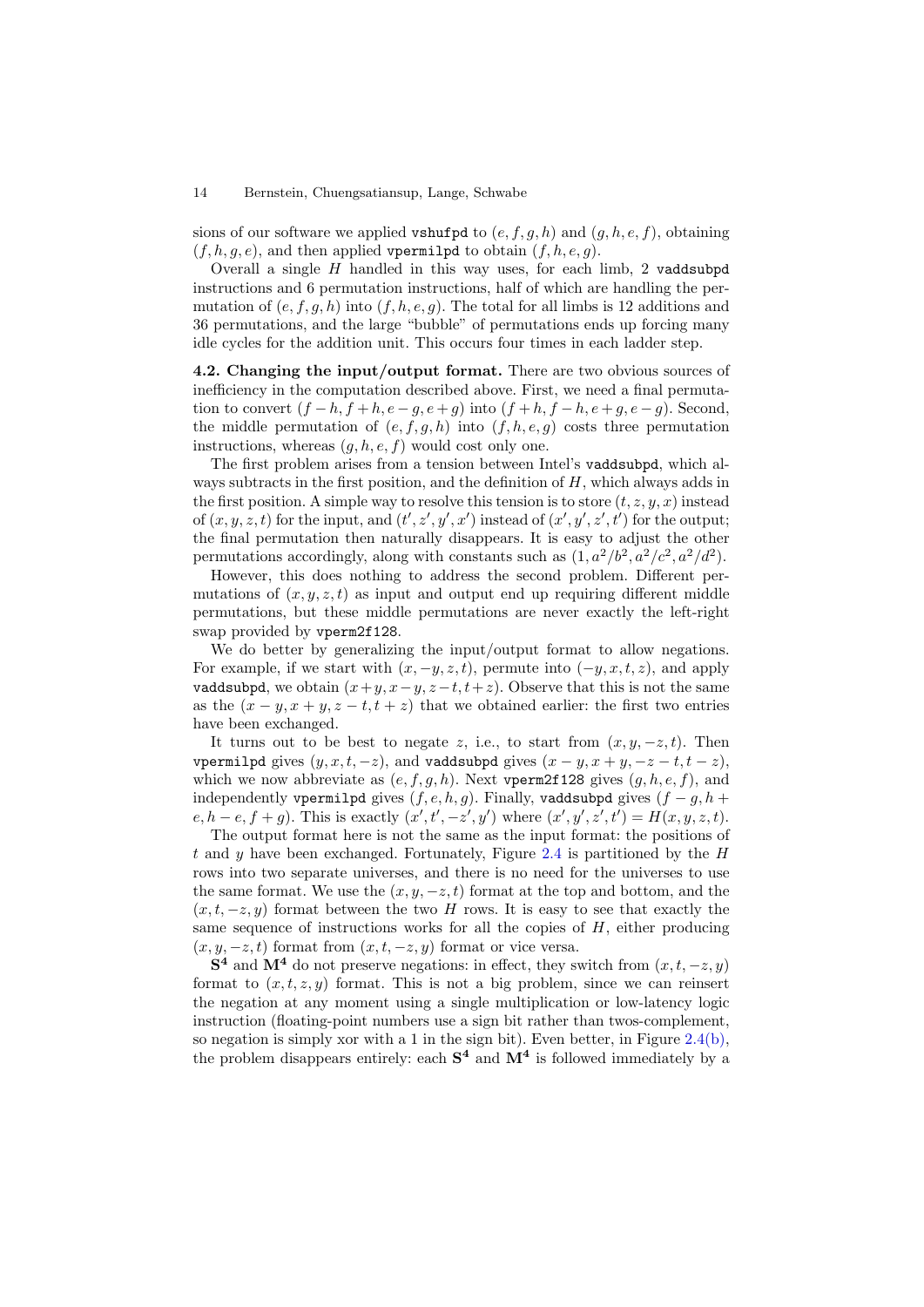sions of our software we applied `vshufpd` to $(e, f, g, h)$ and $(g, h, e, f)$, obtaining $(f, h, g, e)$, and then applied `vpermilpd` to obtain $(f, h, e, g)$.

Overall a single $H$ handled in this way uses, for each limb, 2 `vaddsubpd` instructions and 6 permutation instructions, half of which are handling the permutation of $(e, f, g, h)$ into $(f, h, e, g)$. The total for all limbs is 12 additions and 36 permutations, and the large "bubble" of permutations ends up forcing many idle cycles for the addition unit. This occurs four times in each ladder step.

**4.2. Changing the input/output format.** There are two obvious sources of inefficiency in the computation described above. First, we need a final permutation to convert $(f-h, f+h, e-g, e+g)$ into $(f+h, f-h, e+g, e-g)$. Second, the middle permutation of $(e, f, g, h)$ into $(f, h, e, g)$ costs three permutation instructions, whereas $(g, h, e, f)$ would cost only one.

The first problem arises from a tension between Intel's `vaddsubpd`, which always subtracts in the first position, and the definition of $H$, which always adds in the first position. A simple way to resolve this tension is to store $(t, z, y, x)$ instead of $(x, y, z, t)$ for the input, and $(t', z', y', x')$ instead of $(x', y', z', t')$ for the output; the final permutation then naturally disappears. It is easy to adjust the other permutations accordingly, along with constants such as $(1, a^2/b^2, a^2/c^2, a^2/d^2)$.

However, this does nothing to address the second problem. Different permutations of $(x, y, z, t)$ as input and output end up requiring different middle permutations, but these middle permutations are never exactly the left-right swap provided by `vperm2f128`.

We do better by generalizing the input/output format to allow negations. For example, if we start with $(x, -y, z, t)$, permute into $(-y, x, t, z)$, and apply `vaddsubpd`, we obtain $(x+y, x-y, z-t, t+z)$. Observe that this is not the same as the $(x-y, x+y, z-t, t+z)$ that we obtained earlier: the first two entries have been exchanged.

It turns out to be best to negate $z$, i.e., to start from $(x, y, -z, t)$. Then `vpermilpd` gives $(y, x, t, -z)$, and `vaddsubpd` gives $(x-y, x+y, -z-t, t-z)$, which we now abbreviate as $(e, f, g, h)$. Next `vperm2f128` gives $(g, h, e, f)$, and independently `vpermilpd` gives $(f, e, h, g)$. Finally, `vaddsubpd` gives $(f-g, h+e, h-e, f+g)$. This is exactly $(x', t', -z', y')$ where $(x', y', z', t') = H(x, y, z, t)$.

The output format here is not the same as the input format: the positions of $t$ and $y$ have been exchanged. Fortunately, Figure 2.4 is partitioned by the $H$ rows into two separate universes, and there is no need for the universes to use the same format. We use the $(x, y, -z, t)$ format at the top and bottom, and the $(x, t, -z, y)$ format between the two $H$ rows. It is easy to see that exactly the same sequence of instructions works for all the copies of $H$, either producing $(x, y, -z, t)$ format from $(x, t, -z, y)$ format or vice versa.

$\mathbf{S^4}$ and $\mathbf{M^4}$ do not preserve negations: in effect, they switch from $(x, t, -z, y)$ format to $(x, t, z, y)$ format. This is not a big problem, since we can reinsert the negation at any moment using a single multiplication or low-latency logic instruction (floating-point numbers use a sign bit rather than twos-complement, so negation is simply xor with a 1 in the sign bit). Even better, in Figure 2.4(b), the problem disappears entirely: each $\mathbf{S^4}$ and $\mathbf{M^4}$ is followed immediately by a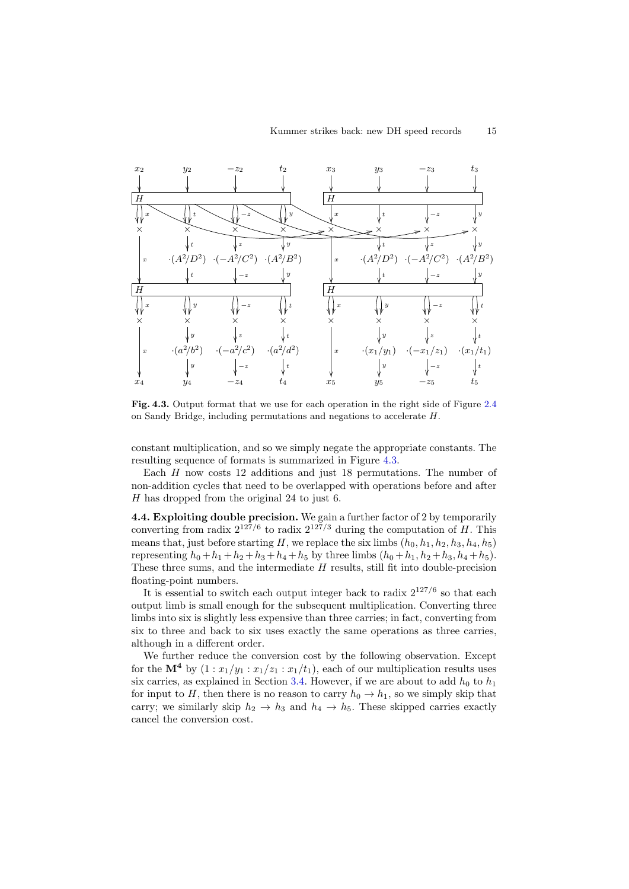Fig. 4.3. Output format that we use for each operation in the right side of Figure 2.4 on Sandy Bridge, including permutations and negations to accelerate $H$.

constant multiplication, and so we simply negate the appropriate constants. The resulting sequence of formats is summarized in Figure 4.3.

Each $H$ now costs 12 additions and just 18 permutations. The number of non-addition cycles that need to be overlapped with operations before and after $H$ has dropped from the original 24 to just 6.

**4.4. Exploiting double precision.** We gain a further factor of 2 by temporarily converting from radix $2^{127/6}$ to radix $2^{127/3}$ during the computation of $H$. This means that, just before starting $H$, we replace the six limbs $(h_0, h_1, h_2, h_3, h_4, h_5)$ representing $h_0+h_1+h_2+h_3+h_4+h_5$ by three limbs $(h_0+h_1, h_2+h_3, h_4+h_5)$. These three sums, and the intermediate $H$ results, still fit into double-precision floating-point numbers.

It is essential to switch each output integer back to radix $2^{127/6}$ so that each output limb is small enough for the subsequent multiplication. Converting three limbs into six is slightly less expensive than three carries; in fact, converting from six to three and back to six uses exactly the same operations as three carries, although in a different order.

We further reduce the conversion cost by the following observation. Except for the $\mathbf{M^4}$ by $(1 : x_1/y_1 : x_1/z_1 : x_1/t_1)$, each of our multiplication results uses six carries, as explained in Section 3.4. However, if we are about to add $h_0$ to $h_1$ for input to $H$, then there is no reason to carry $h_0 \to h_1$, so we simply skip that carry; we similarly skip $h_2 \to h_3$ and $h_4 \to h_5$. These skipped carries exactly cancel the conversion cost.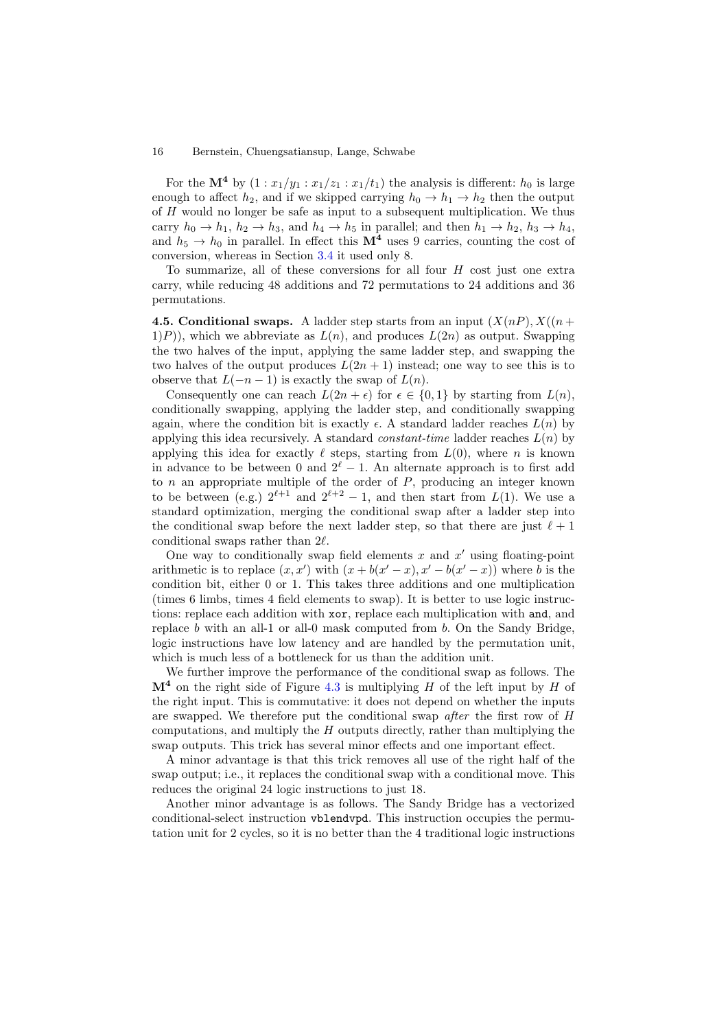For the $\mathbf{M^4}$ by $(1 : x_1/y_1 : x_1/z_1 : x_1/t_1)$ the analysis is different: $h_0$ is large enough to affect $h_2$, and if we skipped carrying $h_0 \to h_1 \to h_2$ then the output of $H$ would no longer be safe as input to a subsequent multiplication. We thus carry $h_0 \to h_1$, $h_2 \to h_3$, and $h_4 \to h_5$ in parallel; and then $h_1 \to h_2$, $h_3 \to h_4$, and $h_5 \to h_0$ in parallel. In effect this $\mathbf{M^4}$ uses 9 carries, counting the cost of conversion, whereas in Section 3.4 it used only 8.

To summarize, all of these conversions for all four $H$ cost just one extra carry, while reducing 48 additions and 72 permutations to 24 additions and 36 permutations.

**4.5. Conditional swaps.** A ladder step starts from an input $(X(nP), X((n+1)P))$, which we abbreviate as $L(n)$, and produces $L(2n)$ as output. Swapping the two halves of the input, applying the same ladder step, and swapping the two halves of the output produces $L(2n+1)$ instead; one way to see this is to observe that $L(-n-1)$ is exactly the swap of $L(n)$.

Consequently one can reach $L(2n+\epsilon)$ for $\epsilon \in \{0,1\}$ by starting from $L(n)$, conditionally swapping, applying the ladder step, and conditionally swapping again, where the condition bit is exactly $\epsilon$. A standard ladder reaches $L(n)$ by applying this idea recursively. A standard *constant-time* ladder reaches $L(n)$ by applying this idea for exactly $\ell$ steps, starting from $L(0)$, where $n$ is known in advance to be between 0 and $2^\ell - 1$. An alternate approach is to first add to $n$ an appropriate multiple of the order of $P$, producing an integer known to be between (e.g.) $2^{\ell+1}$ and $2^{\ell+2} - 1$, and then start from $L(1)$. We use a standard optimization, merging the conditional swap after a ladder step into the conditional swap before the next ladder step, so that there are just $\ell + 1$ conditional swaps rather than $2\ell$.

One way to conditionally swap field elements $x$ and $x'$ using floating-point arithmetic is to replace $(x, x')$ with $(x + b(x' - x), x' - b(x' - x))$ where $b$ is the condition bit, either 0 or 1. This takes three additions and one multiplication (times 6 limbs, times 4 field elements to swap). It is better to use logic instructions: replace each addition with `xor`, replace each multiplication with `and`, and replace $b$ with an all-1 or all-0 mask computed from $b$. On the Sandy Bridge, logic instructions have low latency and are handled by the permutation unit, which is much less of a bottleneck for us than the addition unit.

We further improve the performance of the conditional swap as follows. The $\mathbf{M^4}$ on the right side of Figure 4.3 is multiplying $H$ of the left input by $H$ of the right input. This is commutative: it does not depend on whether the inputs are swapped. We therefore put the conditional swap *after* the first row of $H$ computations, and multiply the $H$ outputs directly, rather than multiplying the swap outputs. This trick has several minor effects and one important effect.

A minor advantage is that this trick removes all use of the right half of the swap output; i.e., it replaces the conditional swap with a conditional move. This reduces the original 24 logic instructions to just 18.

Another minor advantage is as follows. The Sandy Bridge has a vectorized conditional-select instruction `vblendvpd`. This instruction occupies the permutation unit for 2 cycles, so it is no better than the 4 traditional logic instructions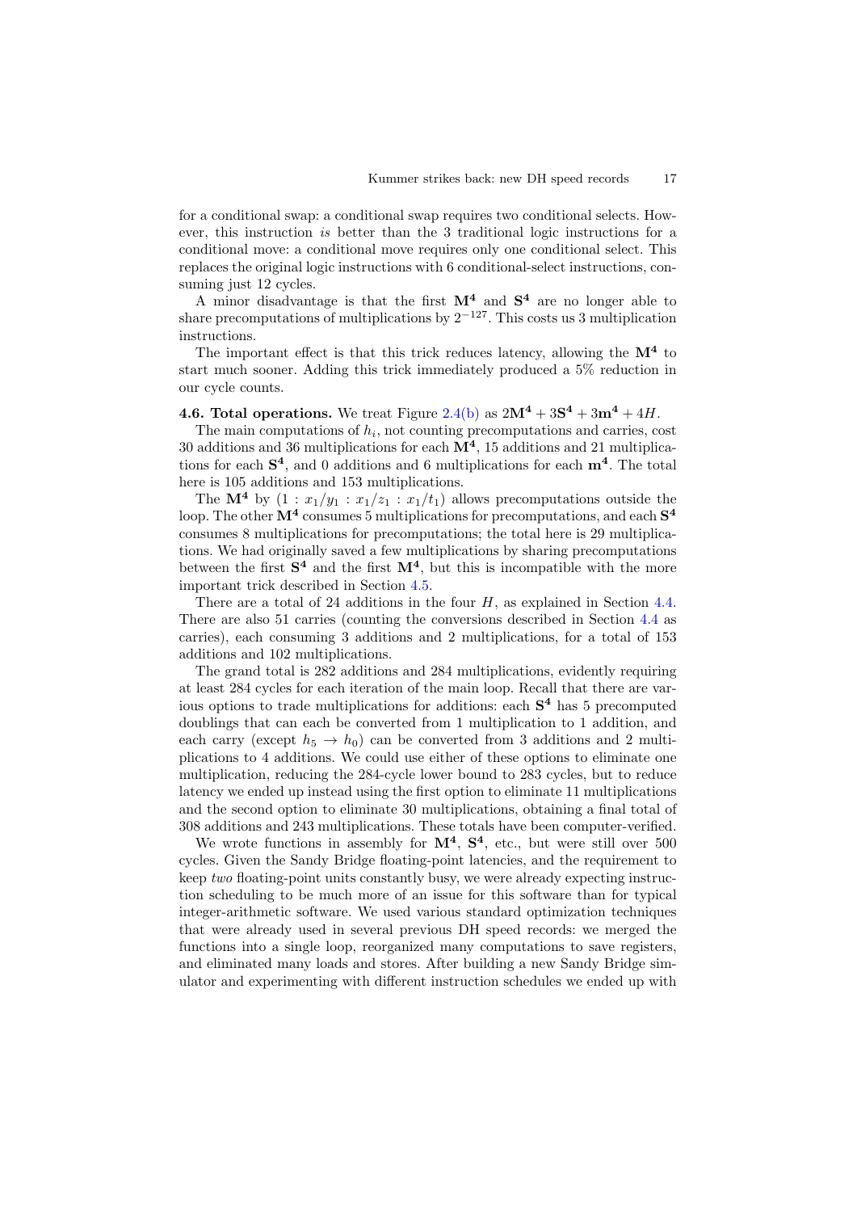for a conditional swap: a conditional swap requires two conditional selects. However, this instruction *is* better than the 3 traditional logic instructions for a conditional move: a conditional move requires only one conditional select. This replaces the original logic instructions with 6 conditional-select instructions, consuming just 12 cycles.

A minor disadvantage is that the first $\mathbf{M^4}$ and $\mathbf{S^4}$ are no longer able to share precomputations of multiplications by $2^{-127}$. This costs us 3 multiplication instructions.

The important effect is that this trick reduces latency, allowing the $\mathbf{M^4}$ to start much sooner. Adding this trick immediately produced a 5% reduction in our cycle counts.

**4.6. Total operations.** We treat Figure 2.4(b) as $2\mathbf{M^4} + 3\mathbf{S^4} + 3\mathbf{m^4} + 4H$.

The main computations of $h_i$, not counting precomputations and carries, cost 30 additions and 36 multiplications for each $\mathbf{M^4}$, 15 additions and 21 multiplications for each $\mathbf{S^4}$, and 0 additions and 6 multiplications for each $\mathbf{m^4}$. The total here is 105 additions and 153 multiplications.

The $\mathbf{M^4}$ by $(1 : x_1/y_1 : x_1/z_1 : x_1/t_1)$ allows precomputations outside the loop. The other $\mathbf{M^4}$ consumes 5 multiplications for precomputations, and each $\mathbf{S^4}$ consumes 8 multiplications for precomputations; the total here is 29 multiplications. We had originally saved a few multiplications by sharing precomputations between the first $\mathbf{S^4}$ and the first $\mathbf{M^4}$, but this is incompatible with the more important trick described in Section 4.5.

There are a total of 24 additions in the four $H$, as explained in Section 4.4. There are also 51 carries (counting the conversions described in Section 4.4 as carries), each consuming 3 additions and 2 multiplications, for a total of 153 additions and 102 multiplications.

The grand total is 282 additions and 284 multiplications, evidently requiring at least 284 cycles for each iteration of the main loop. Recall that there are various options to trade multiplications for additions: each $\mathbf{S^4}$ has 5 precomputed doublings that can each be converted from 1 multiplication to 1 addition, and each carry (except $h_5 \to h_0$) can be converted from 3 additions and 2 multiplications to 4 additions. We could use either of these options to eliminate one multiplication, reducing the 284-cycle lower bound to 283 cycles, but to reduce latency we ended up instead using the first option to eliminate 11 multiplications and the second option to eliminate 30 multiplications, obtaining a final total of 308 additions and 243 multiplications. These totals have been computer-verified.

We wrote functions in assembly for $\mathbf{M^4}$, $\mathbf{S^4}$, etc., but were still over 500 cycles. Given the Sandy Bridge floating-point latencies, and the requirement to keep *two* floating-point units constantly busy, we were already expecting instruction scheduling to be much more of an issue for this software than for typical integer-arithmetic software. We used various standard optimization techniques that were already used in several previous DH speed records: we merged the functions into a single loop, reorganized many computations to save registers, and eliminated many loads and stores. After building a new Sandy Bridge simulator and experimenting with different instruction schedules we ended up with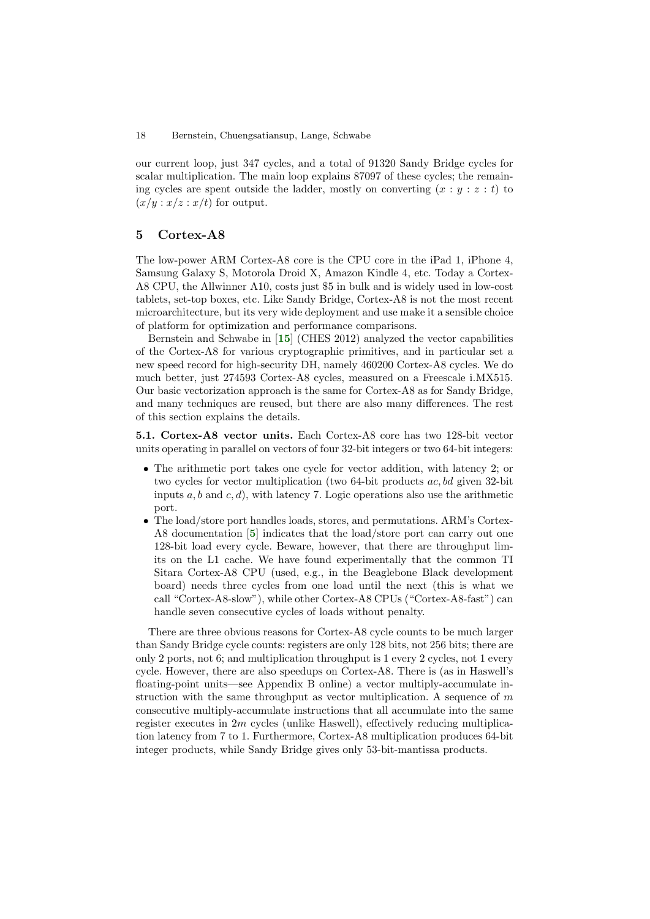our current loop, just 347 cycles, and a total of 91320 Sandy Bridge cycles for scalar multiplication. The main loop explains 87097 of these cycles; the remaining cycles are spent outside the ladder, mostly on converting $(x : y : z : t)$ to $(x/y : x/z : x/t)$ for output.

## 5 Cortex-A8

The low-power ARM Cortex-A8 core is the CPU core in the iPad 1, iPhone 4, Samsung Galaxy S, Motorola Droid X, Amazon Kindle 4, etc. Today a Cortex-A8 CPU, the Allwinner A10, costs just $5 in bulk and is widely used in low-cost tablets, set-top boxes, etc. Like Sandy Bridge, Cortex-A8 is not the most recent microarchitecture, but its very wide deployment and use make it a sensible choice of platform for optimization and performance comparisons.

Bernstein and Schwabe in [15] (CHES 2012) analyzed the vector capabilities of the Cortex-A8 for various cryptographic primitives, and in particular set a new speed record for high-security DH, namely 460200 Cortex-A8 cycles. We do much better, just 274593 Cortex-A8 cycles, measured on a Freescale i.MX515. Our basic vectorization approach is the same for Cortex-A8 as for Sandy Bridge, and many techniques are reused, but there are also many differences. The rest of this section explains the details.

**5.1. Cortex-A8 vector units.** Each Cortex-A8 core has two 128-bit vector units operating in parallel on vectors of four 32-bit integers or two 64-bit integers:

- The arithmetic port takes one cycle for vector addition, with latency 2; or two cycles for vector multiplication (two 64-bit products $ac, bd$ given 32-bit inputs $a, b$ and $c, d$), with latency 7. Logic operations also use the arithmetic port.
- The load/store port handles loads, stores, and permutations. ARM's Cortex-A8 documentation [5] indicates that the load/store port can carry out one 128-bit load every cycle. Beware, however, that there are throughput limits on the L1 cache. We have found experimentally that the common TI Sitara Cortex-A8 CPU (used, e.g., in the Beaglebone Black development board) needs three cycles from one load until the next (this is what we call "Cortex-A8-slow"), while other Cortex-A8 CPUs ("Cortex-A8-fast") can handle seven consecutive cycles of loads without penalty.

There are three obvious reasons for Cortex-A8 cycle counts to be much larger than Sandy Bridge cycle counts: registers are only 128 bits, not 256 bits; there are only 2 ports, not 6; and multiplication throughput is 1 every 2 cycles, not 1 every cycle. However, there are also speedups on Cortex-A8. There is (as in Haswell's floating-point units—see Appendix B online) a vector multiply-accumulate instruction with the same throughput as vector multiplication. A sequence of $m$ consecutive multiply-accumulate instructions that all accumulate into the same register executes in $2m$ cycles (unlike Haswell), effectively reducing multiplication latency from 7 to 1. Furthermore, Cortex-A8 multiplication produces 64-bit integer products, while Sandy Bridge gives only 53-bit-mantissa products.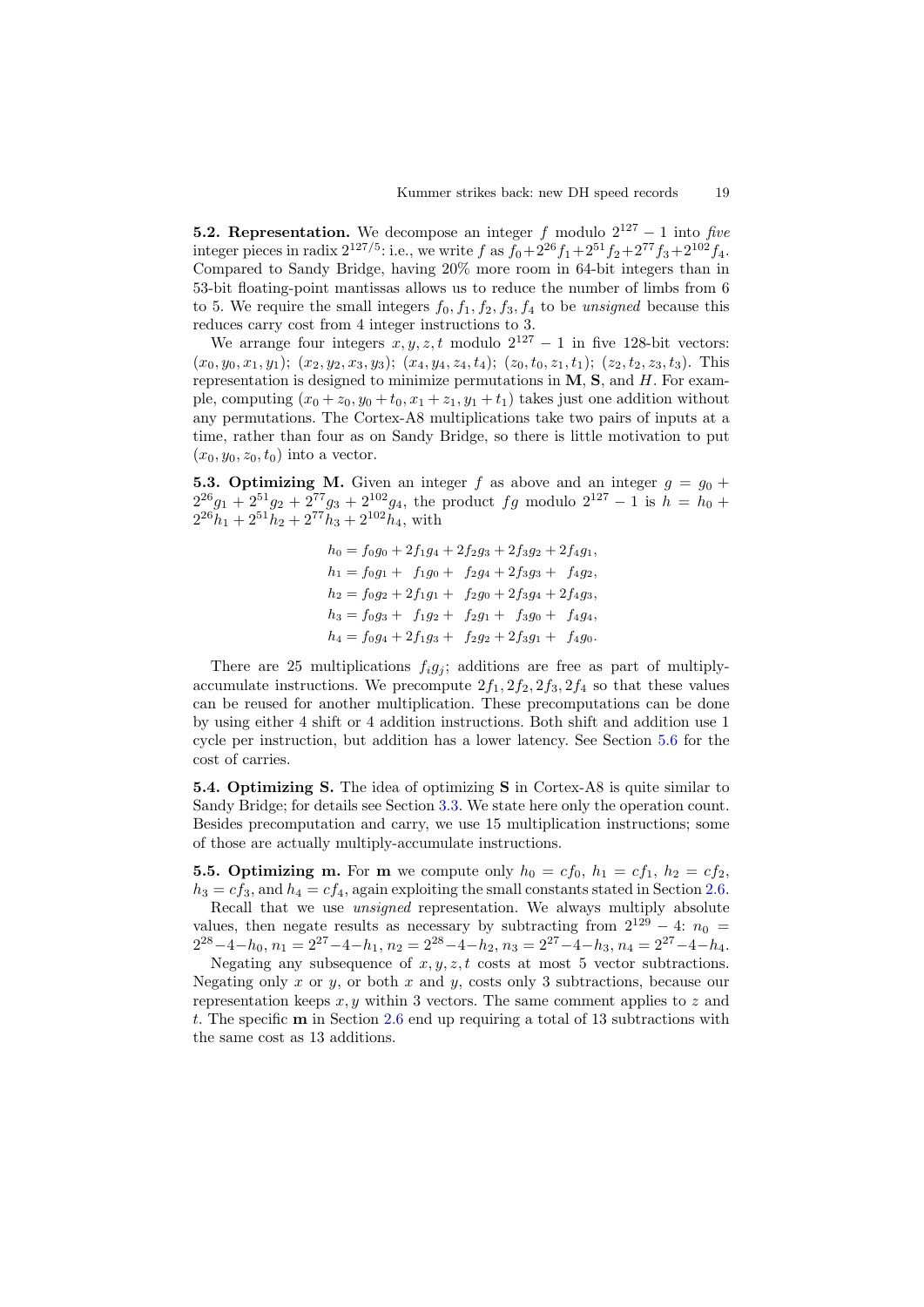**5.2. Representation.** We decompose an integer $f$ modulo $2^{127} - 1$ into *five* integer pieces in radix $2^{127/5}$: i.e., we write $f$ as $f_0 + 2^{26} f_1 + 2^{51} f_2 + 2^{77} f_3 + 2^{102} f_4$. Compared to Sandy Bridge, having 20% more room in 64-bit integers than in 53-bit floating-point mantissas allows us to reduce the number of limbs from 6 to 5. We require the small integers $f_0, f_1, f_2, f_3, f_4$ to be *unsigned* because this reduces carry cost from 4 integer instructions to 3.

We arrange four integers $x, y, z, t$ modulo $2^{127} - 1$ in five 128-bit vectors: $(x_0, y_0, x_1, y_1)$; $(x_2, y_2, x_3, y_3)$; $(x_4, y_4, z_4, t_4)$; $(z_0, t_0, z_1, t_1)$; $(z_2, t_2, z_3, t_3)$. This representation is designed to minimize permutations in **M**, **S**, and $H$. For example, computing $(x_0 + z_0, y_0 + t_0, x_1 + z_1, y_1 + t_1)$ takes just one addition without any permutations. The Cortex-A8 multiplications take two pairs of inputs at a time, rather than four as on Sandy Bridge, so there is little motivation to put $(x_0, y_0, z_0, t_0)$ into a vector.

**5.3. Optimizing M.** Given an integer $f$ as above and an integer $g = g_0 + 2^{26} g_1 + 2^{51} g_2 + 2^{77} g_3 + 2^{102} g_4$, the product $fg$ modulo $2^{127} - 1$ is $h = h_0 + 2^{26} h_1 + 2^{51} h_2 + 2^{77} h_3 + 2^{102} h_4$, with

$$
\begin{aligned}
h_0 &= f_0 g_0 + 2 f_1 g_4 + 2 f_2 g_3 + 2 f_3 g_2 + 2 f_4 g_1, \\
h_1 &= f_0 g_1 + \phantom{2} f_1 g_0 + \phantom{2} f_2 g_4 + 2 f_3 g_3 + \phantom{2} f_4 g_2, \\
h_2 &= f_0 g_2 + 2 f_1 g_1 + \phantom{2} f_2 g_0 + 2 f_3 g_4 + 2 f_4 g_3, \\
h_3 &= f_0 g_3 + \phantom{2} f_1 g_2 + \phantom{2} f_2 g_1 + \phantom{2} f_3 g_0 + \phantom{2} f_4 g_4, \\
h_4 &= f_0 g_4 + 2 f_1 g_3 + \phantom{2} f_2 g_2 + 2 f_3 g_1 + \phantom{2} f_4 g_0.
\end{aligned}
$$

There are 25 multiplications $f_i g_j$; additions are free as part of multiply-accumulate instructions. We precompute $2f_1, 2f_2, 2f_3, 2f_4$ so that these values can be reused for another multiplication. These precomputations can be done by using either 4 shift or 4 addition instructions. Both shift and addition use 1 cycle per instruction, but addition has a lower latency. See Section 5.6 for the cost of carries.

**5.4. Optimizing S.** The idea of optimizing **S** in Cortex-A8 is quite similar to Sandy Bridge; for details see Section 3.3. We state here only the operation count. Besides precomputation and carry, we use 15 multiplication instructions; some of those are actually multiply-accumulate instructions.

**5.5. Optimizing m.** For **m** we compute only $h_0 = cf_0$, $h_1 = cf_1$, $h_2 = cf_2$, $h_3 = cf_3$, and $h_4 = cf_4$, again exploiting the small constants stated in Section 2.6.

Recall that we use *unsigned* representation. We always multiply absolute values, then negate results as necessary by subtracting from $2^{129} - 4$: $n_0 = 2^{28} - 4 - h_0$, $n_1 = 2^{27} - 4 - h_1$, $n_2 = 2^{28} - 4 - h_2$, $n_3 = 2^{27} - 4 - h_3$, $n_4 = 2^{27} - 4 - h_4$.

Negating any subsequence of $x, y, z, t$ costs at most 5 vector subtractions. Negating only $x$ or $y$, or both $x$ and $y$, costs only 3 subtractions, because our representation keeps $x, y$ within 3 vectors. The same comment applies to $z$ and $t$. The specific **m** in Section 2.6 end up requiring a total of 13 subtractions with the same cost as 13 additions.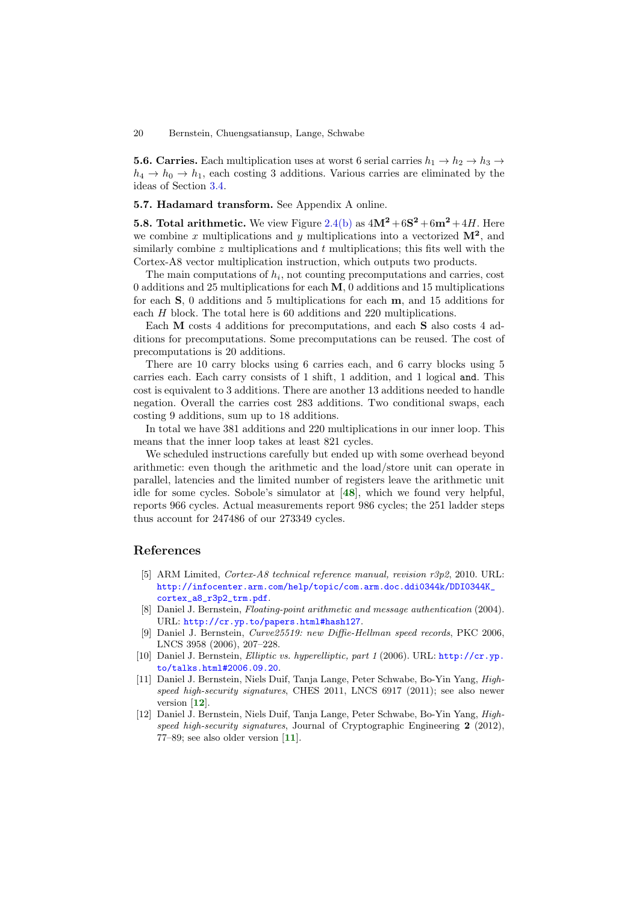**5.6. Carries.** Each multiplication uses at worst 6 serial carries $h_1 \to h_2 \to h_3 \to h_4 \to h_0 \to h_1$, each costing 3 additions. Various carries are eliminated by the ideas of Section 3.4.

**5.7. Hadamard transform.** See Appendix A online.

**5.8. Total arithmetic.** We view Figure 2.4(b) as $4\mathbf{M^2} + 6\mathbf{S^2} + 6\mathbf{m^2} + 4H$. Here we combine $x$ multiplications and $y$ multiplications into a vectorized $\mathbf{M^2}$, and similarly combine $z$ multiplications and $t$ multiplications; this fits well with the Cortex-A8 vector multiplication instruction, which outputs two products.

The main computations of $h_i$, not counting precomputations and carries, cost 0 additions and 25 multiplications for each $\mathbf{M}$, 0 additions and 15 multiplications for each $\mathbf{S}$, 0 additions and 5 multiplications for each $\mathbf{m}$, and 15 additions for each $H$ block. The total here is 60 additions and 220 multiplications.

Each $\mathbf{M}$ costs 4 additions for precomputations, and each $\mathbf{S}$ also costs 4 additions for precomputations. Some precomputations can be reused. The cost of precomputations is 20 additions.

There are 10 carry blocks using 6 carries each, and 6 carry blocks using 5 carries each. Each carry consists of 1 shift, 1 addition, and 1 logical `and`. This cost is equivalent to 3 additions. There are another 13 additions needed to handle negation. Overall the carries cost 283 additions. Two conditional swaps, each costing 9 additions, sum up to 18 additions.

In total we have 381 additions and 220 multiplications in our inner loop. This means that the inner loop takes at least 821 cycles.

We scheduled instructions carefully but ended up with some overhead beyond arithmetic: even though the arithmetic and the load/store unit can operate in parallel, latencies and the limited number of registers leave the arithmetic unit idle for some cycles. Sobole's simulator at [48], which we found very helpful, reports 966 cycles. Actual measurements report 986 cycles; the 251 ladder steps thus account for 247486 of our 273349 cycles.

## References

[5] ARM Limited, *Cortex-A8 technical reference manual, revision r3p2*, 2010. URL: http://infocenter.arm.com/help/topic/com.arm.doc.ddi0344k/DDI0344K_cortex_a8_r3p2_trm.pdf.

[8] Daniel J. Bernstein, *Floating-point arithmetic and message authentication* (2004). URL: http://cr.yp.to/papers.html#hash127.

[9] Daniel J. Bernstein, *Curve25519: new Diffie-Hellman speed records*, PKC 2006, LNCS 3958 (2006), 207–228.

[10] Daniel J. Bernstein, *Elliptic vs. hyperelliptic, part 1* (2006). URL: http://cr.yp.to/talks.html#2006.09.20.

[11] Daniel J. Bernstein, Niels Duif, Tanja Lange, Peter Schwabe, Bo-Yin Yang, *High-speed high-security signatures*, CHES 2011, LNCS 6917 (2011); see also newer version [12].

[12] Daniel J. Bernstein, Niels Duif, Tanja Lange, Peter Schwabe, Bo-Yin Yang, *High-speed high-security signatures*, Journal of Cryptographic Engineering **2** (2012), 77–89; see also older version [11].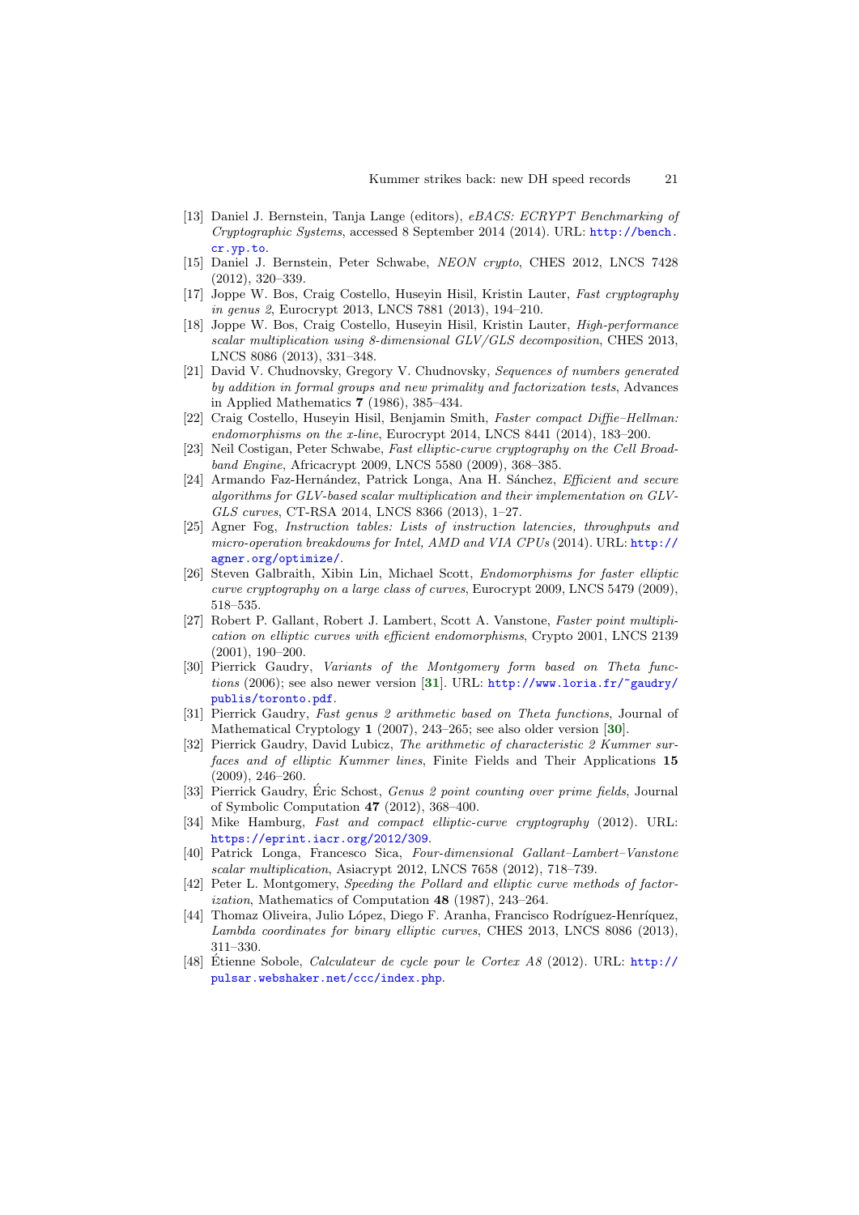[13] Daniel J. Bernstein, Tanja Lange (editors), *eBACS: ECRYPT Benchmarking of Cryptographic Systems*, accessed 8 September 2014 (2014). URL: http://bench.cr.yp.to.

[15] Daniel J. Bernstein, Peter Schwabe, *NEON crypto*, CHES 2012, LNCS 7428 (2012), 320–339.

[17] Joppe W. Bos, Craig Costello, Huseyin Hisil, Kristin Lauter, *Fast cryptography in genus 2*, Eurocrypt 2013, LNCS 7881 (2013), 194–210.

[18] Joppe W. Bos, Craig Costello, Huseyin Hisil, Kristin Lauter, *High-performance scalar multiplication using 8-dimensional GLV/GLS decomposition*, CHES 2013, LNCS 8086 (2013), 331–348.

[21] David V. Chudnovsky, Gregory V. Chudnovsky, *Sequences of numbers generated by addition in formal groups and new primality and factorization tests*, Advances in Applied Mathematics **7** (1986), 385–434.

[22] Craig Costello, Huseyin Hisil, Benjamin Smith, *Faster compact Diffie–Hellman: endomorphisms on the x-line*, Eurocrypt 2014, LNCS 8441 (2014), 183–200.

[23] Neil Costigan, Peter Schwabe, *Fast elliptic-curve cryptography on the Cell Broadband Engine*, Africacrypt 2009, LNCS 5580 (2009), 368–385.

[24] Armando Faz-Hernández, Patrick Longa, Ana H. Sánchez, *Efficient and secure algorithms for GLV-based scalar multiplication and their implementation on GLV-GLS curves*, CT-RSA 2014, LNCS 8366 (2013), 1–27.

[25] Agner Fog, *Instruction tables: Lists of instruction latencies, throughputs and micro-operation breakdowns for Intel, AMD and VIA CPUs* (2014). URL: http://agner.org/optimize/.

[26] Steven Galbraith, Xibin Lin, Michael Scott, *Endomorphisms for faster elliptic curve cryptography on a large class of curves*, Eurocrypt 2009, LNCS 5479 (2009), 518–535.

[27] Robert P. Gallant, Robert J. Lambert, Scott A. Vanstone, *Faster point multiplication on elliptic curves with efficient endomorphisms*, Crypto 2001, LNCS 2139 (2001), 190–200.

[30] Pierrick Gaudry, *Variants of the Montgomery form based on Theta functions* (2006); see also newer version [**31**]. URL: http://www.loria.fr/~gaudry/publis/toronto.pdf.

[31] Pierrick Gaudry, *Fast genus 2 arithmetic based on Theta functions*, Journal of Mathematical Cryptology **1** (2007), 243–265; see also older version [**30**].

[32] Pierrick Gaudry, David Lubicz, *The arithmetic of characteristic 2 Kummer surfaces and of elliptic Kummer lines*, Finite Fields and Their Applications **15** (2009), 246–260.

[33] Pierrick Gaudry, Éric Schost, *Genus 2 point counting over prime fields*, Journal of Symbolic Computation **47** (2012), 368–400.

[34] Mike Hamburg, *Fast and compact elliptic-curve cryptography* (2012). URL: https://eprint.iacr.org/2012/309.

[40] Patrick Longa, Francesco Sica, *Four-dimensional Gallant–Lambert–Vanstone scalar multiplication*, Asiacrypt 2012, LNCS 7658 (2012), 718–739.

[42] Peter L. Montgomery, *Speeding the Pollard and elliptic curve methods of factorization*, Mathematics of Computation **48** (1987), 243–264.

[44] Thomaz Oliveira, Julio López, Diego F. Aranha, Francisco Rodríguez-Henríquez, *Lambda coordinates for binary elliptic curves*, CHES 2013, LNCS 8086 (2013), 311–330.

[48] Étienne Sobole, *Calculateur de cycle pour le Cortex A8* (2012). URL: http://pulsar.webshaker.net/ccc/index.php.